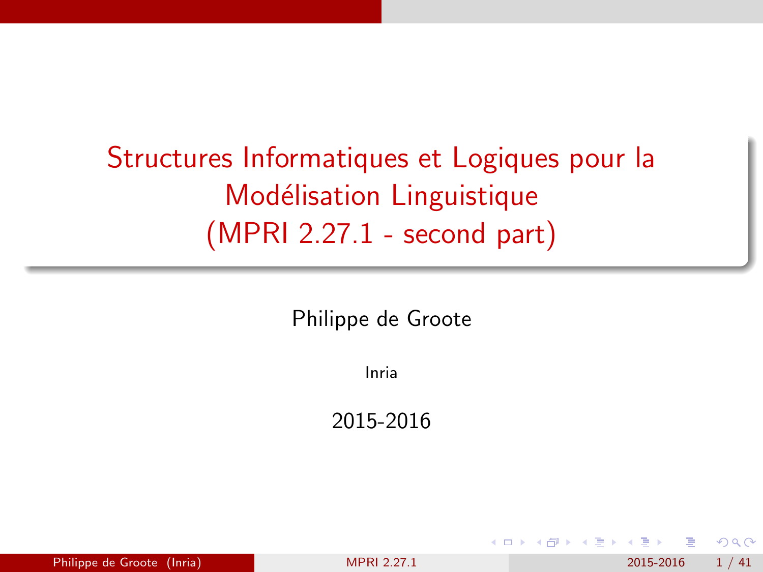# Structures Informatiques et Logiques pour la Modélisation Linguistique (MPRI 2.27.1 - second part)

Philippe de Groote

Inria

2015-2016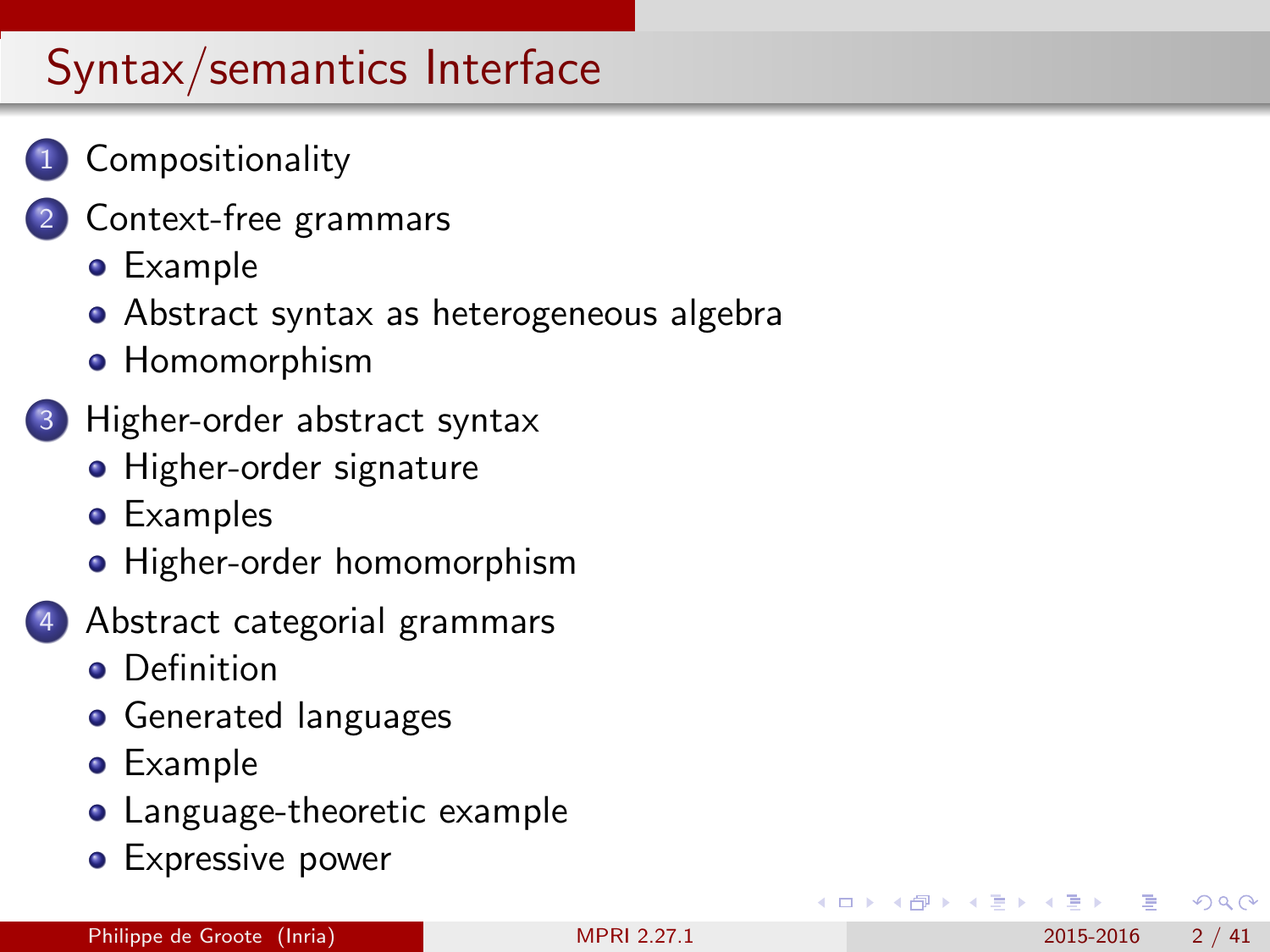# Syntax/semantics Interface

1. Compositionality
2. Context-free grammars
   - Example
   - Abstract syntax as heterogeneous algebra
   - Homomorphism
3. Higher-order abstract syntax
   - Higher-order signature
   - Examples
   - Higher-order homomorphism
4. Abstract categorial grammars
   - Definition
   - Generated languages
   - Example
   - Language-theoretic example
   - Expressive power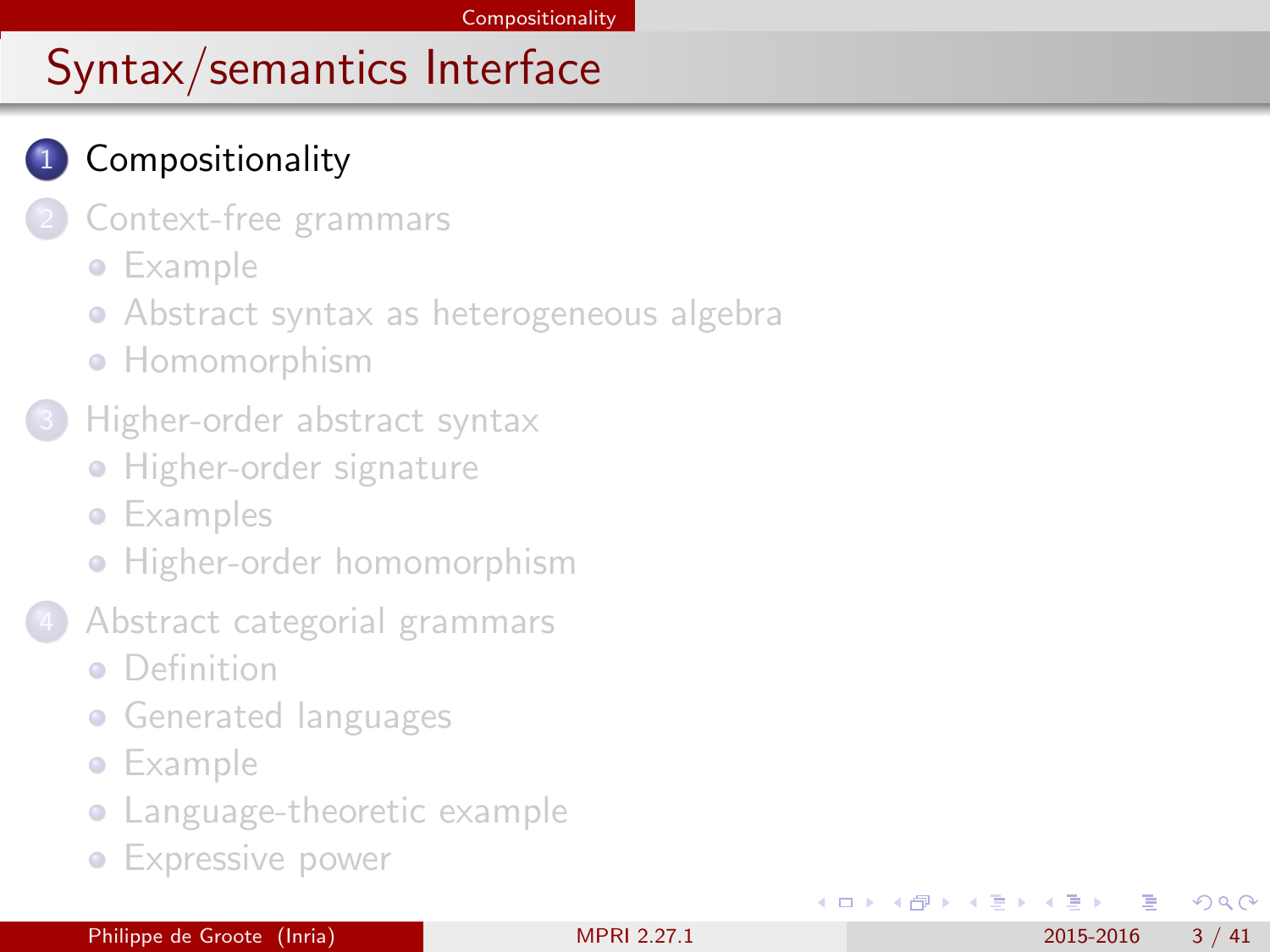# Syntax/semantics Interface

1. Compositionality
2. Context-free grammars
   - Example
   - Abstract syntax as heterogeneous algebra
   - Homomorphism
3. Higher-order abstract syntax
   - Higher-order signature
   - Examples
   - Higher-order homomorphism
4. Abstract categorial grammars
   - Definition
   - Generated languages
   - Example
   - Language-theoretic example
   - Expressive power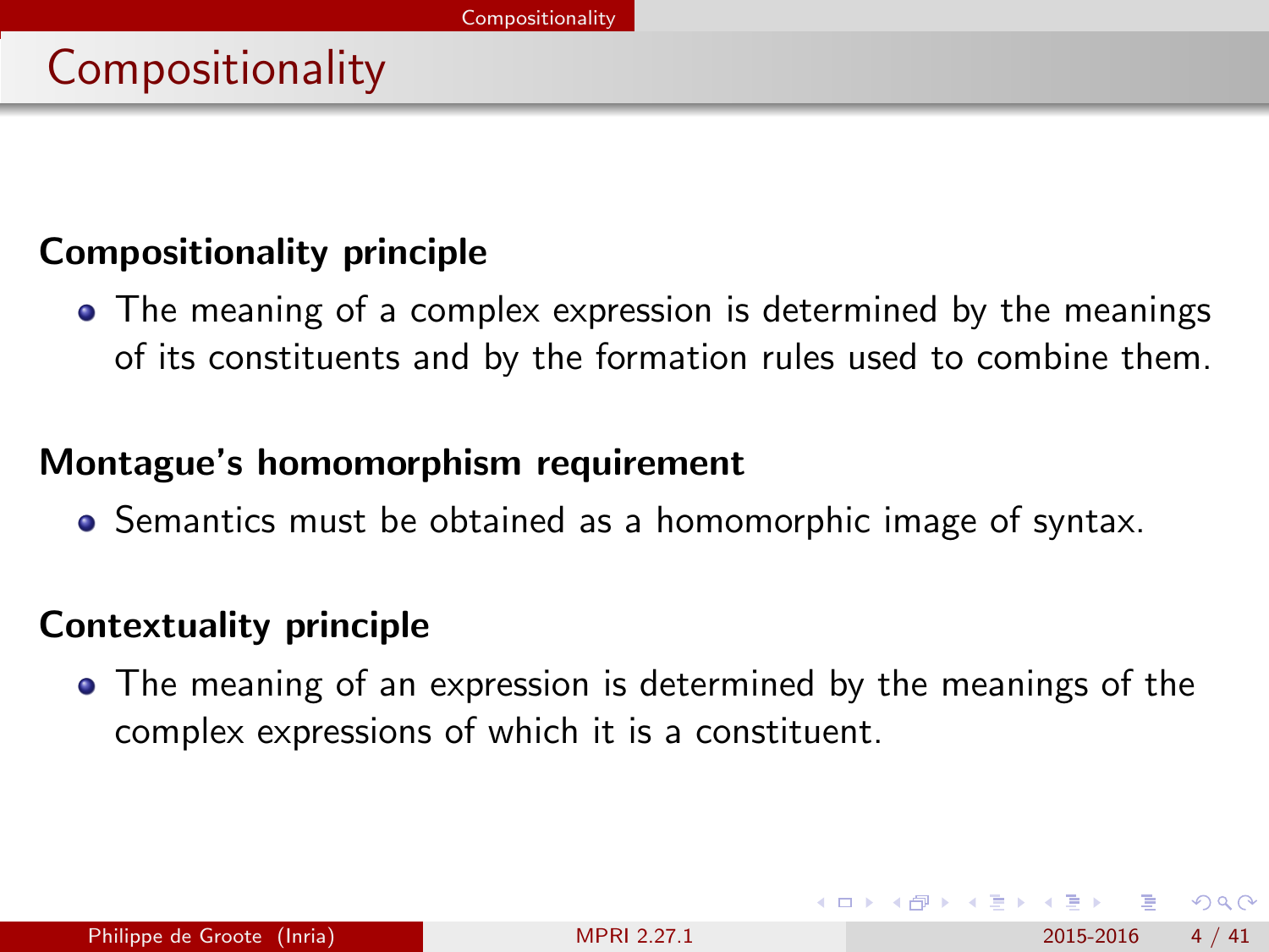# Compositionality

### Compositionality principle

- The meaning of a complex expression is determined by the meanings of its constituents and by the formation rules used to combine them.

### Montague's homomorphism requirement

- Semantics must be obtained as a homomorphic image of syntax.

### Contextuality principle

- The meaning of an expression is determined by the meanings of the complex expressions of which it is a constituent.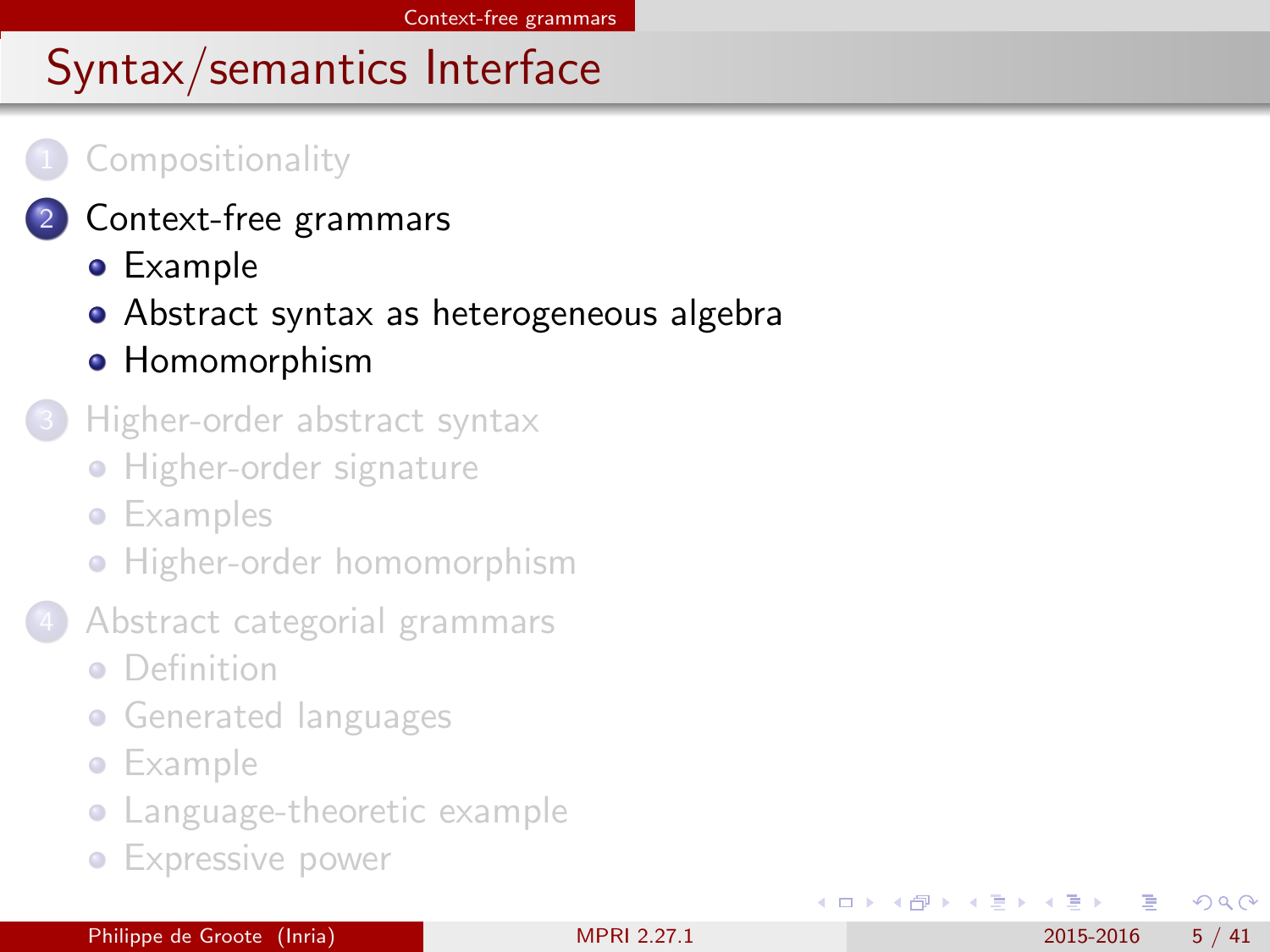# Syntax/semantics Interface

1. Compositionality
2. Context-free grammars
   - Example
   - Abstract syntax as heterogeneous algebra
   - Homomorphism
3. Higher-order abstract syntax
   - Higher-order signature
   - Examples
   - Higher-order homomorphism
4. Abstract categorial grammars
   - Definition
   - Generated languages
   - Example
   - Language-theoretic example
   - Expressive power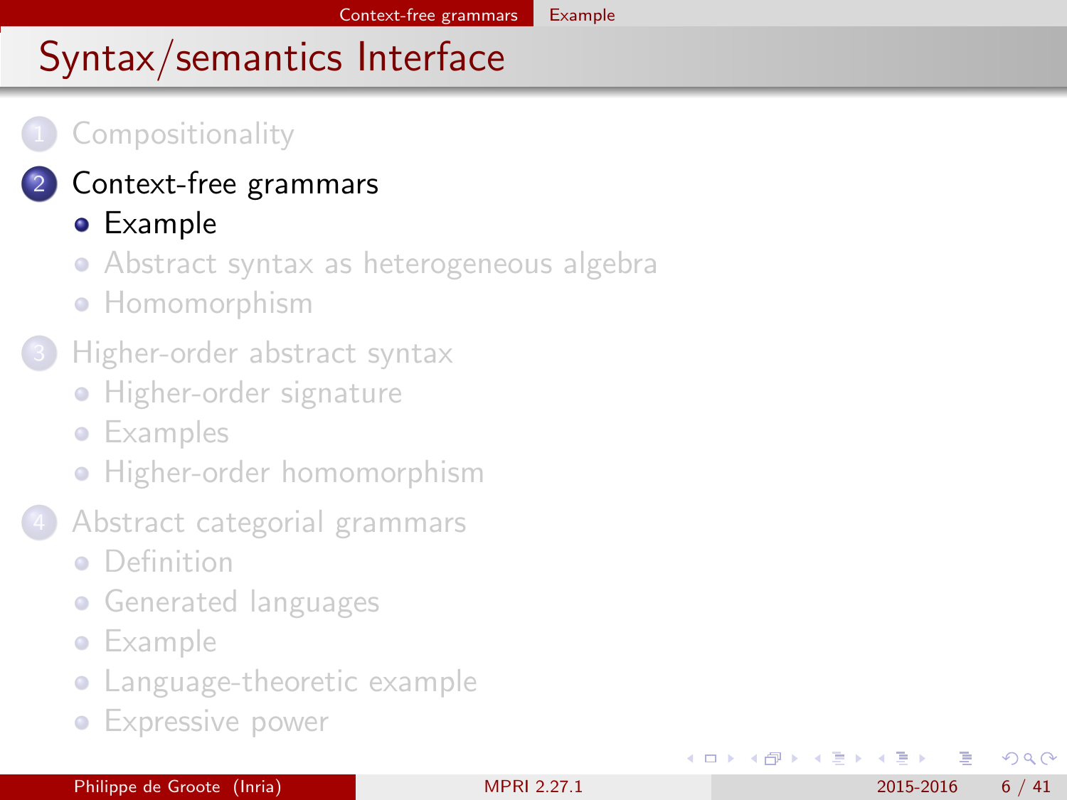# Syntax/semantics Interface

1. Compositionality
2. Context-free grammars
   - Example
   - Abstract syntax as heterogeneous algebra
   - Homomorphism
3. Higher-order abstract syntax
   - Higher-order signature
   - Examples
   - Higher-order homomorphism
4. Abstract categorial grammars
   - Definition
   - Generated languages
   - Example
   - Language-theoretic example
   - Expressive power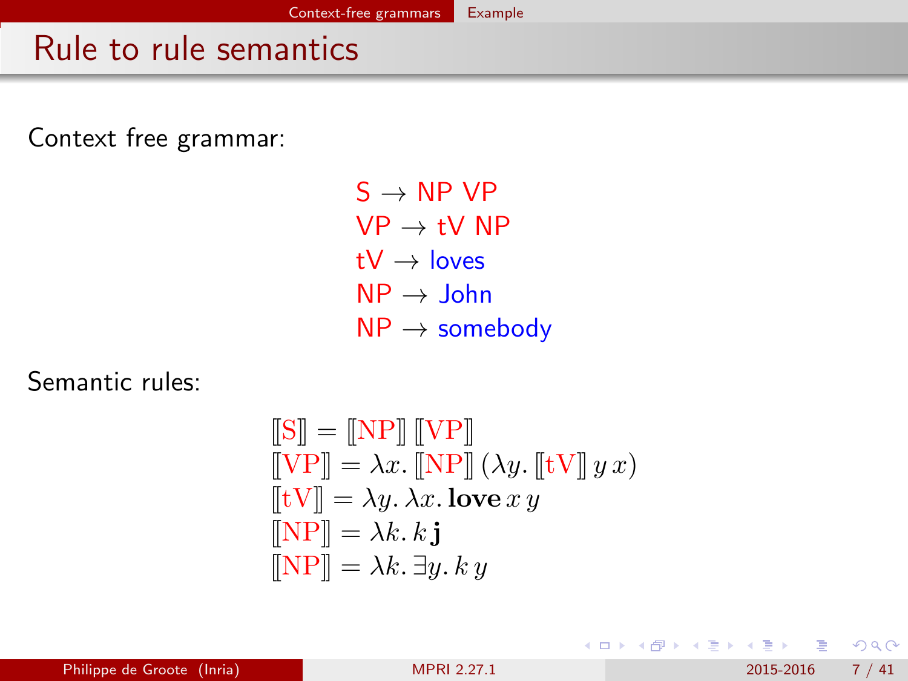# Rule to rule semantics

Context free grammar:

$$
\begin{aligned}
\text{S} &\rightarrow \text{NP VP} \\
\text{VP} &\rightarrow \text{tV NP} \\
\text{tV} &\rightarrow \text{loves} \\
\text{NP} &\rightarrow \text{John} \\
\text{NP} &\rightarrow \text{somebody}
\end{aligned}
$$

Semantic rules:

$$
\begin{aligned}
[\![\text{S}]\!] &= [\![\text{NP}]\!]\,[\![\text{VP}]\!] \\
[\![\text{VP}]\!] &= \lambda x.\, [\![\text{NP}]\!]\,(\lambda y.\, [\![\text{tV}]\!]\, y\, x) \\
[\![\text{tV}]\!] &= \lambda y.\, \lambda x.\, \mathbf{love}\, x\, y \\
[\![\text{NP}]\!] &= \lambda k.\, k\, \mathbf{j} \\
[\![\text{NP}]\!] &= \lambda k.\, \exists y.\, k\, y
\end{aligned}
$$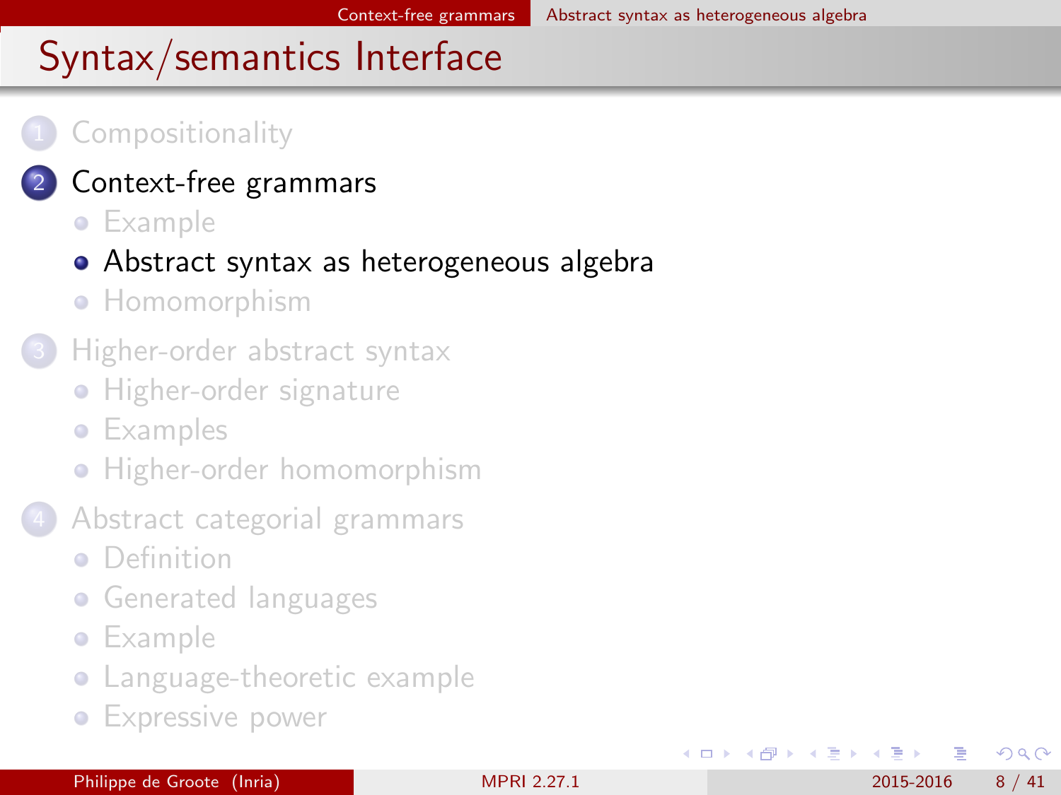# Syntax/semantics Interface

1. Compositionality
2. Context-free grammars
   - Example
   - Abstract syntax as heterogeneous algebra
   - Homomorphism
3. Higher-order abstract syntax
   - Higher-order signature
   - Examples
   - Higher-order homomorphism
4. Abstract categorial grammars
   - Definition
   - Generated languages
   - Example
   - Language-theoretic example
   - Expressive power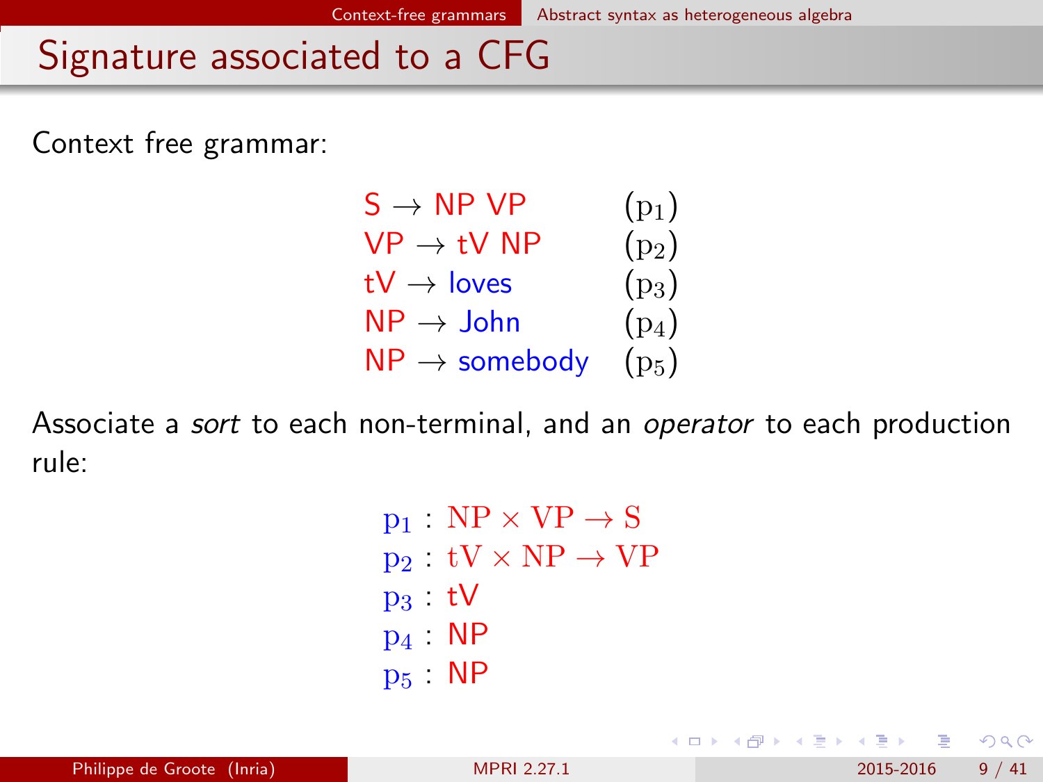# Signature associated to a CFG

Context free grammar:

$$
\begin{array}{ll}
\mathsf{S} \rightarrow \mathsf{NP}\ \mathsf{VP} & (\mathrm{p}_1) \\
\mathsf{VP} \rightarrow \mathsf{tV}\ \mathsf{NP} & (\mathrm{p}_2) \\
\mathsf{tV} \rightarrow \mathsf{loves} & (\mathrm{p}_3) \\
\mathsf{NP} \rightarrow \mathsf{John} & (\mathrm{p}_4) \\
\mathsf{NP} \rightarrow \mathsf{somebody} & (\mathrm{p}_5)
\end{array}
$$

Associate a *sort* to each non-terminal, and an *operator* to each production rule:

$$
\begin{array}{l}
\mathrm{p}_1 : \mathrm{NP} \times \mathrm{VP} \rightarrow \mathrm{S} \\
\mathrm{p}_2 : \mathrm{tV} \times \mathrm{NP} \rightarrow \mathrm{VP} \\
\mathrm{p}_3 : \mathsf{tV} \\
\mathrm{p}_4 : \mathsf{NP} \\
\mathrm{p}_5 : \mathsf{NP}
\end{array}
$$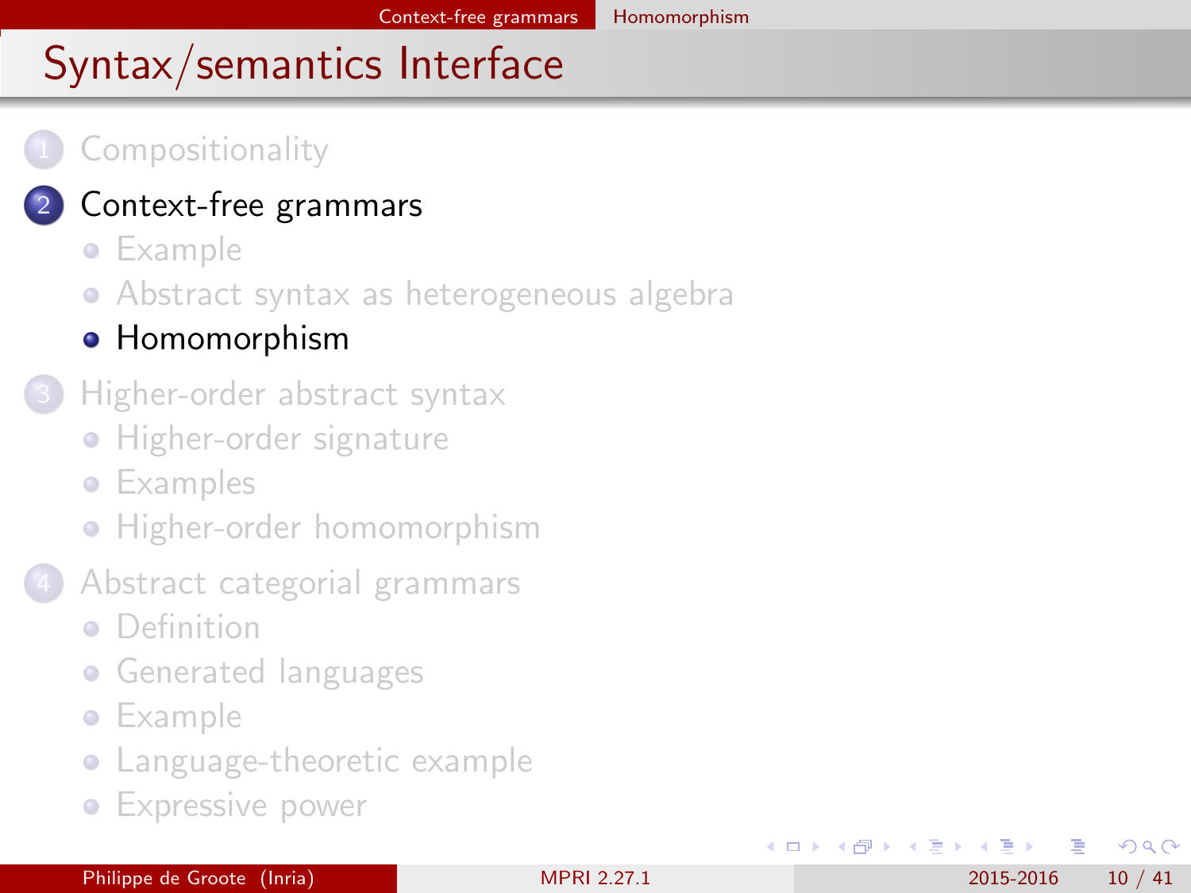# Syntax/semantics Interface

1. Compositionality
2. Context-free grammars
   - Example
   - Abstract syntax as heterogeneous algebra
   - **Homomorphism**
3. Higher-order abstract syntax
   - Higher-order signature
   - Examples
   - Higher-order homomorphism
4. Abstract categorial grammars
   - Definition
   - Generated languages
   - Example
   - Language-theoretic example
   - Expressive power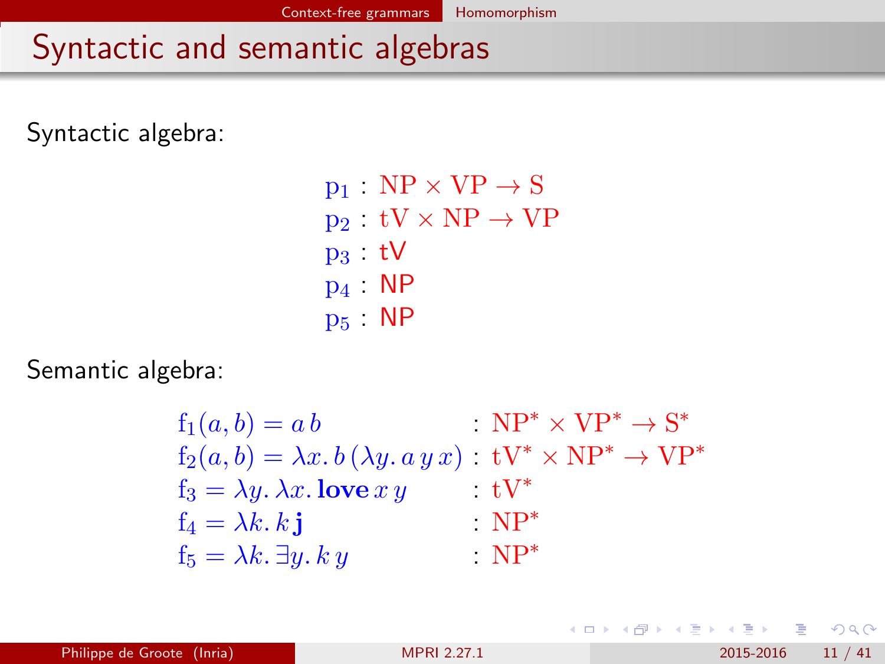# Syntactic and semantic algebras

Syntactic algebra:

$$
\begin{aligned}
\mathrm{p}_1 &: \mathrm{NP} \times \mathrm{VP} \rightarrow \mathrm{S} \\
\mathrm{p}_2 &: \mathrm{tV} \times \mathrm{NP} \rightarrow \mathrm{VP} \\
\mathrm{p}_3 &: \mathsf{tV} \\
\mathrm{p}_4 &: \mathsf{NP} \\
\mathrm{p}_5 &: \mathsf{NP}
\end{aligned}
$$

Semantic algebra:

$$
\begin{aligned}
\mathrm{f}_1(a,b) &= a\,b & &: \mathrm{NP}^* \times \mathrm{VP}^* \rightarrow \mathrm{S}^* \\
\mathrm{f}_2(a,b) &= \lambda x.\, b\,(\lambda y.\, a\,y\,x) & &: \mathrm{tV}^* \times \mathrm{NP}^* \rightarrow \mathrm{VP}^* \\
\mathrm{f}_3 &= \lambda y.\, \lambda x.\, \mathbf{love}\,x\,y & &: \mathrm{tV}^* \\
\mathrm{f}_4 &= \lambda k.\, k\,\mathbf{j} & &: \mathrm{NP}^* \\
\mathrm{f}_5 &= \lambda k.\, \exists y.\, k\,y & &: \mathrm{NP}^*
\end{aligned}
$$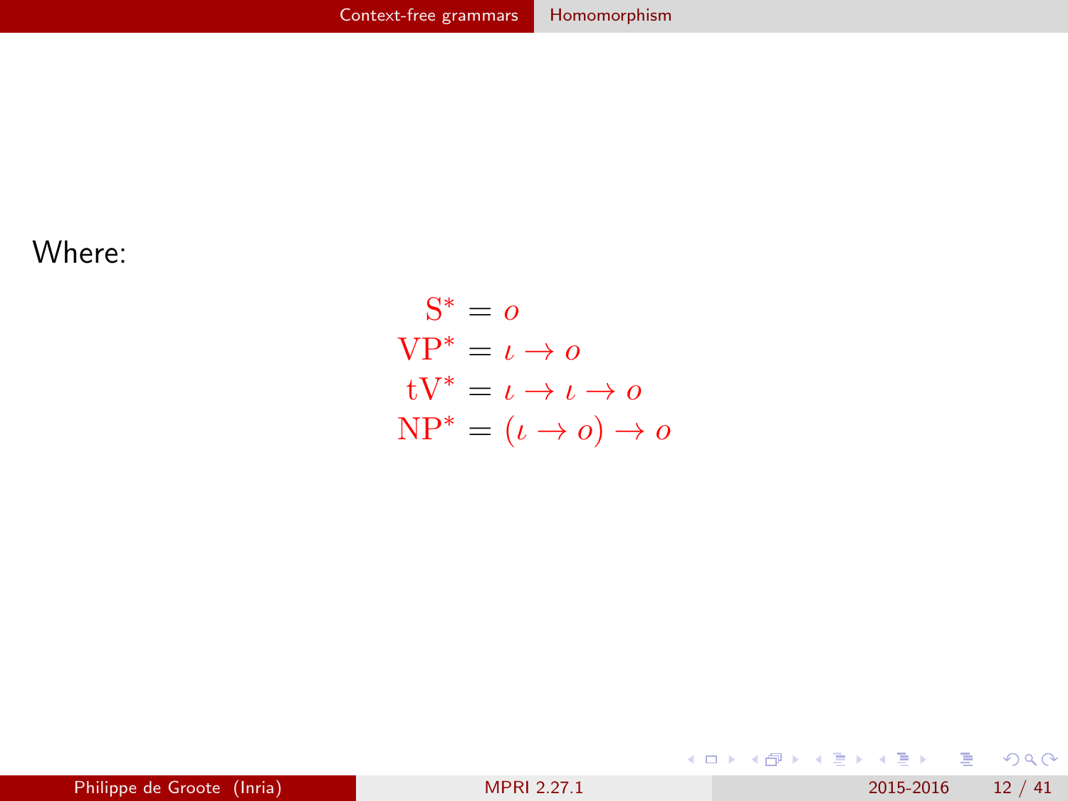Where:

$$
\begin{aligned}
\mathrm{S}^* &= o \\
\mathrm{VP}^* &= \iota \rightarrow o \\
\mathrm{tV}^* &= \iota \rightarrow \iota \rightarrow o \\
\mathrm{NP}^* &= (\iota \rightarrow o) \rightarrow o
\end{aligned}
$$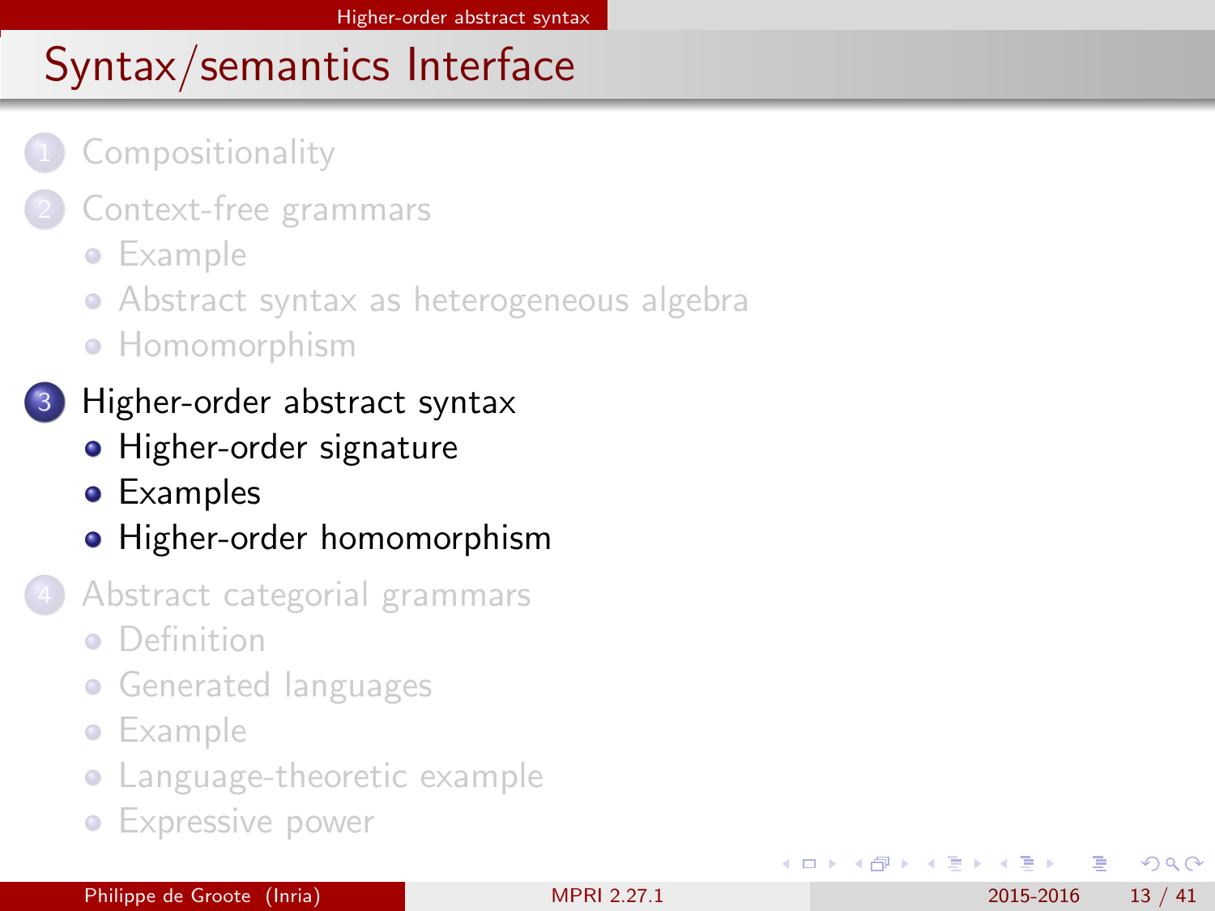# Syntax/semantics Interface

1. Compositionality
2. Context-free grammars
   - Example
   - Abstract syntax as heterogeneous algebra
   - Homomorphism
3. Higher-order abstract syntax
   - Higher-order signature
   - Examples
   - Higher-order homomorphism
4. Abstract categorial grammars
   - Definition
   - Generated languages
   - Example
   - Language-theoretic example
   - Expressive power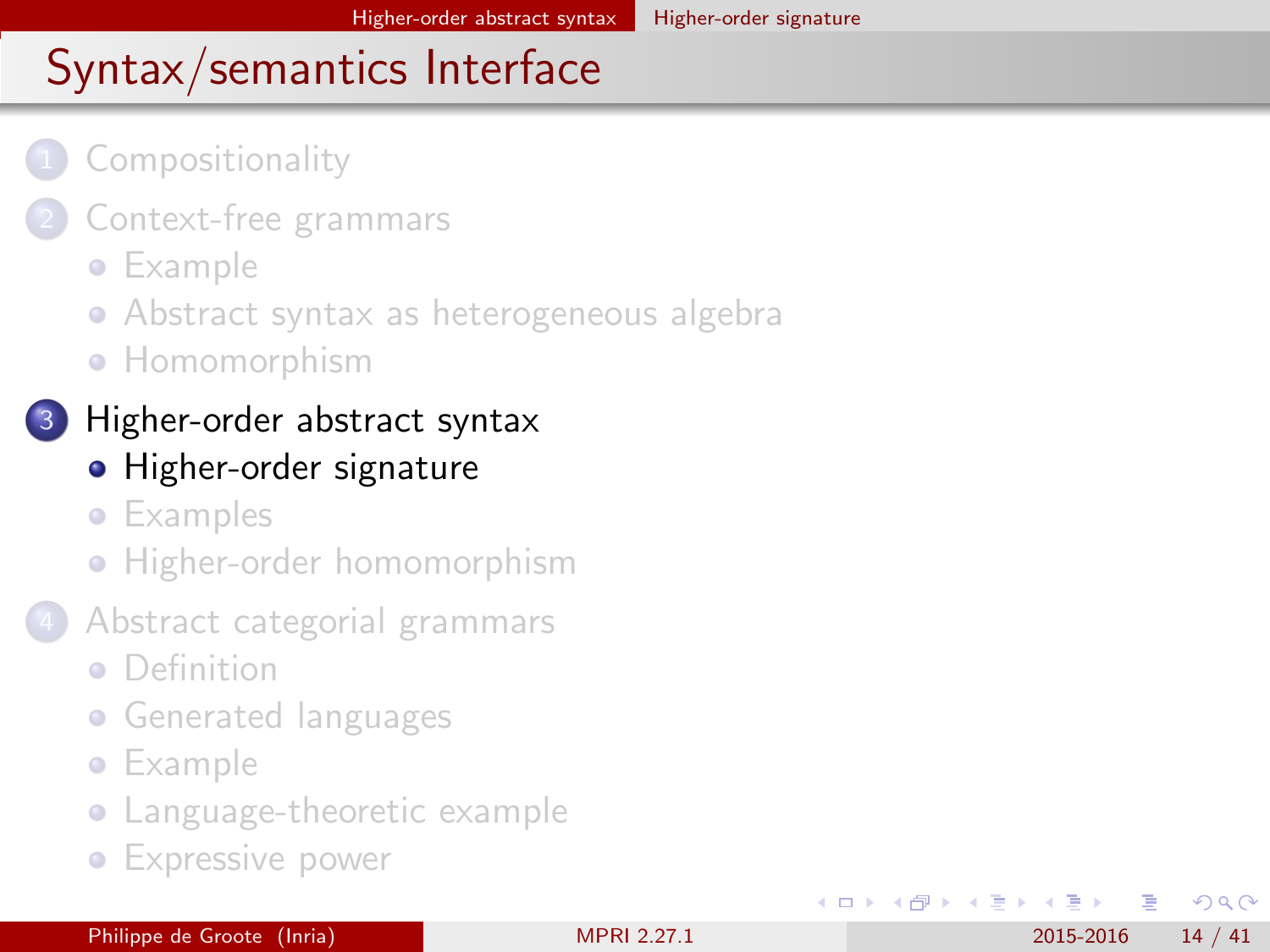# Syntax/semantics Interface

1. Compositionality
2. Context-free grammars
   - Example
   - Abstract syntax as heterogeneous algebra
   - Homomorphism
3. **Higher-order abstract syntax**
   - **Higher-order signature**
   - Examples
   - Higher-order homomorphism
4. Abstract categorial grammars
   - Definition
   - Generated languages
   - Example
   - Language-theoretic example
   - Expressive power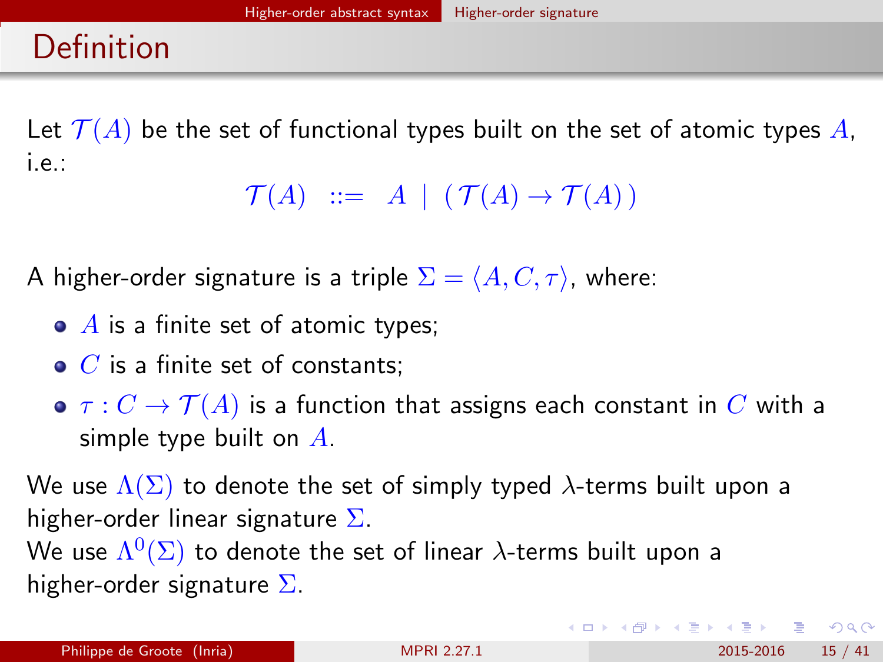# Definition

Let $\mathcal{T}(A)$ be the set of functional types built on the set of atomic types $A$, i.e.:

$$\mathcal{T}(A) \;\; ::= \;\; A \;\mid\; (\,\mathcal{T}(A) \rightarrow \mathcal{T}(A)\,)$$

A higher-order signature is a triple $\Sigma = \langle A, C, \tau \rangle$, where:

- $A$ is a finite set of atomic types;
- $C$ is a finite set of constants;
- $\tau : C \rightarrow \mathcal{T}(A)$ is a function that assigns each constant in $C$ with a simple type built on $A$.

We use $\Lambda(\Sigma)$ to denote the set of simply typed $\lambda$-terms built upon a higher-order linear signature $\Sigma$.
We use $\Lambda^0(\Sigma)$ to denote the set of linear $\lambda$-terms built upon a higher-order signature $\Sigma$.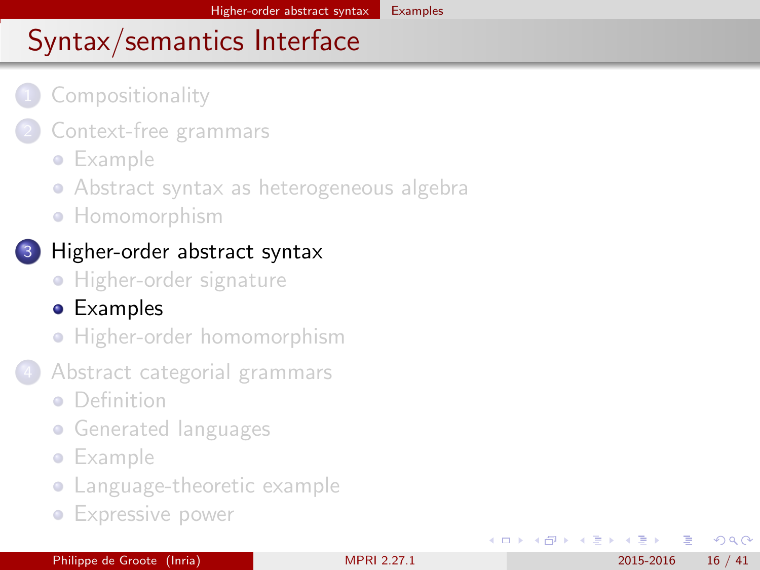# Syntax/semantics Interface

1. Compositionality
2. Context-free grammars
   - Example
   - Abstract syntax as heterogeneous algebra
   - Homomorphism
3. Higher-order abstract syntax
   - Higher-order signature
   - Examples
   - Higher-order homomorphism
4. Abstract categorial grammars
   - Definition
   - Generated languages
   - Example
   - Language-theoretic example
   - Expressive power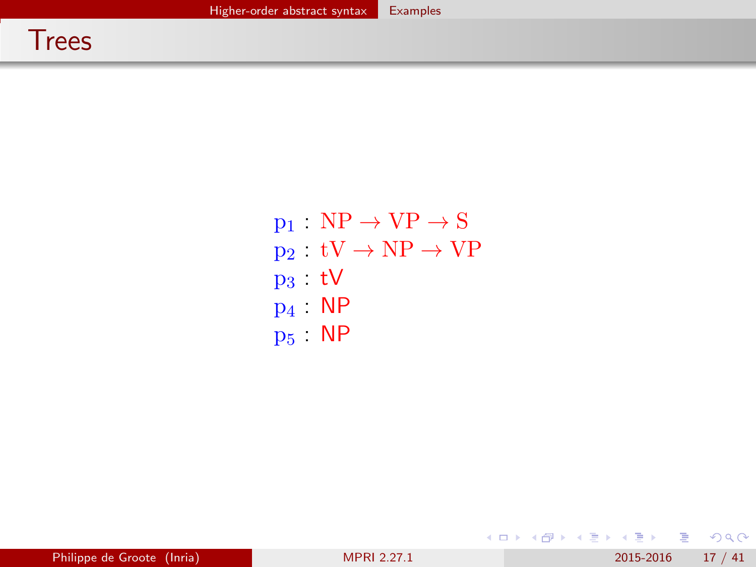# Trees

$$
\begin{aligned}
p_1 &: NP \rightarrow VP \rightarrow S \\
p_2 &: tV \rightarrow NP \rightarrow VP \\
p_3 &: tV \\
p_4 &: NP \\
p_5 &: NP
\end{aligned}
$$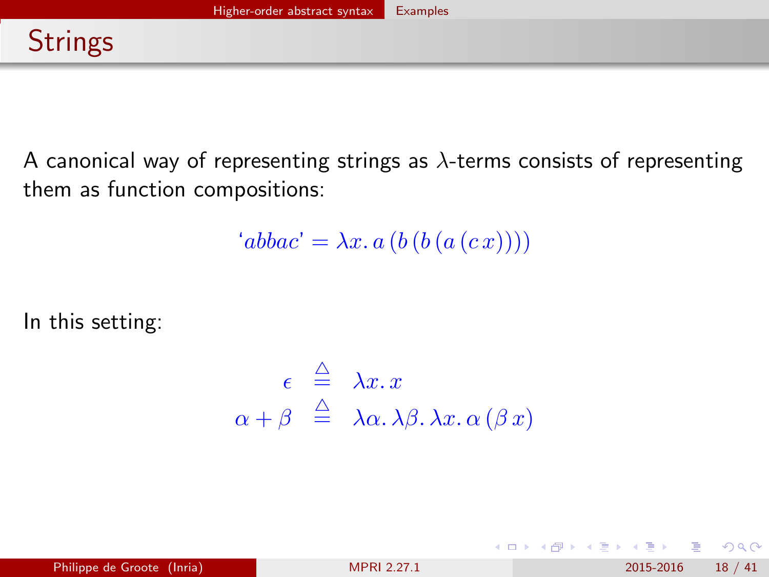## Strings

A canonical way of representing strings as $\lambda$-terms consists of representing them as function compositions:

$$\text{`}abbac\text{'} = \lambda x.\, a\,(b\,(b\,(a\,(c\,x))))$$

In this setting:

$$\begin{array}{rcl} \epsilon & \stackrel{\triangle}{=} & \lambda x.\, x \\ \alpha + \beta & \stackrel{\triangle}{=} & \lambda \alpha.\, \lambda \beta.\, \lambda x.\, \alpha\,(\beta\, x) \end{array}$$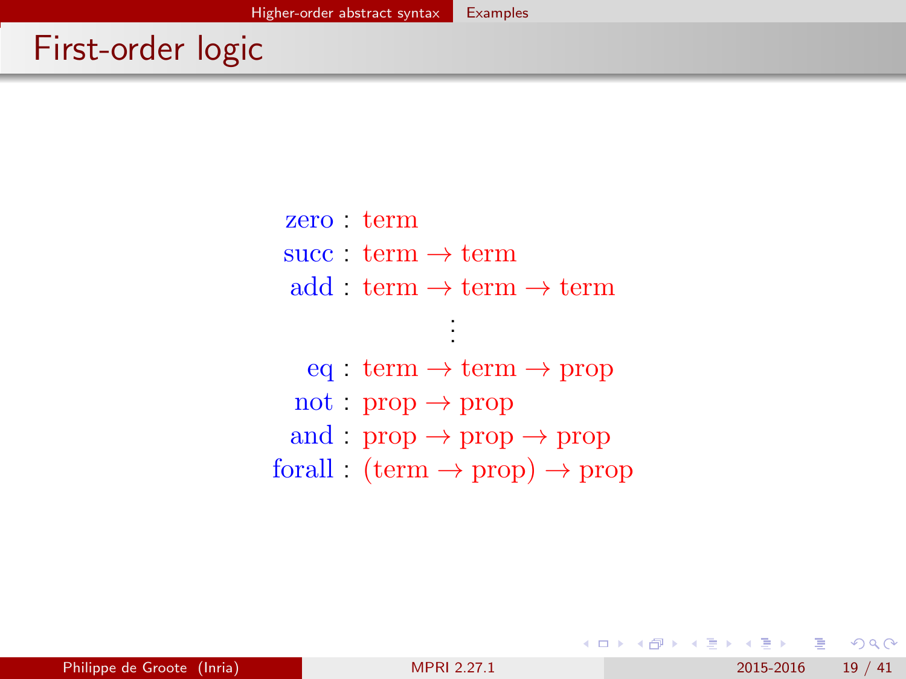# First-order logic

$$
\begin{aligned}
\text{zero} &: \text{term} \\
\text{succ} &: \text{term} \rightarrow \text{term} \\
\text{add} &: \text{term} \rightarrow \text{term} \rightarrow \text{term} \\
&\vdots \\
\text{eq} &: \text{term} \rightarrow \text{term} \rightarrow \text{prop} \\
\text{not} &: \text{prop} \rightarrow \text{prop} \\
\text{and} &: \text{prop} \rightarrow \text{prop} \rightarrow \text{prop} \\
\text{forall} &: (\text{term} \rightarrow \text{prop}) \rightarrow \text{prop}
\end{aligned}
$$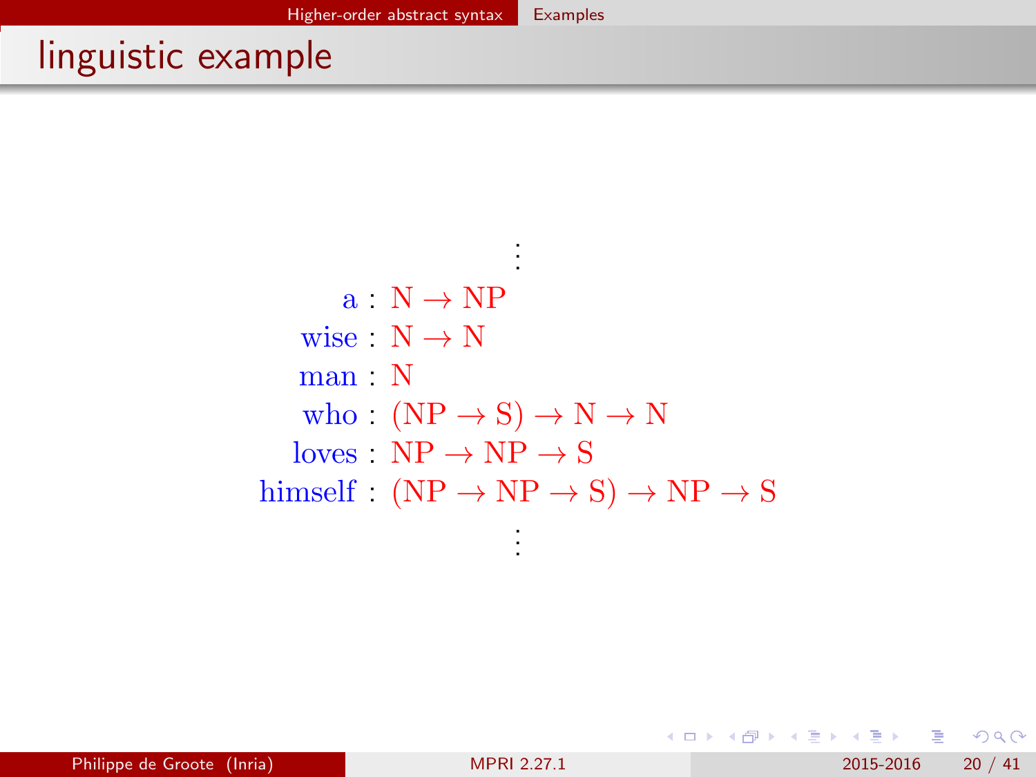# linguistic example

$$
\begin{array}{rcl}
& \vdots & \\
\mathrm{a} & : & \mathrm{N} \to \mathrm{NP} \\
\mathrm{wise} & : & \mathrm{N} \to \mathrm{N} \\
\mathrm{man} & : & \mathrm{N} \\
\mathrm{who} & : & (\mathrm{NP} \to \mathrm{S}) \to \mathrm{N} \to \mathrm{N} \\
\mathrm{loves} & : & \mathrm{NP} \to \mathrm{NP} \to \mathrm{S} \\
\mathrm{himself} & : & (\mathrm{NP} \to \mathrm{NP} \to \mathrm{S}) \to \mathrm{NP} \to \mathrm{S} \\
& \vdots &
\end{array}
$$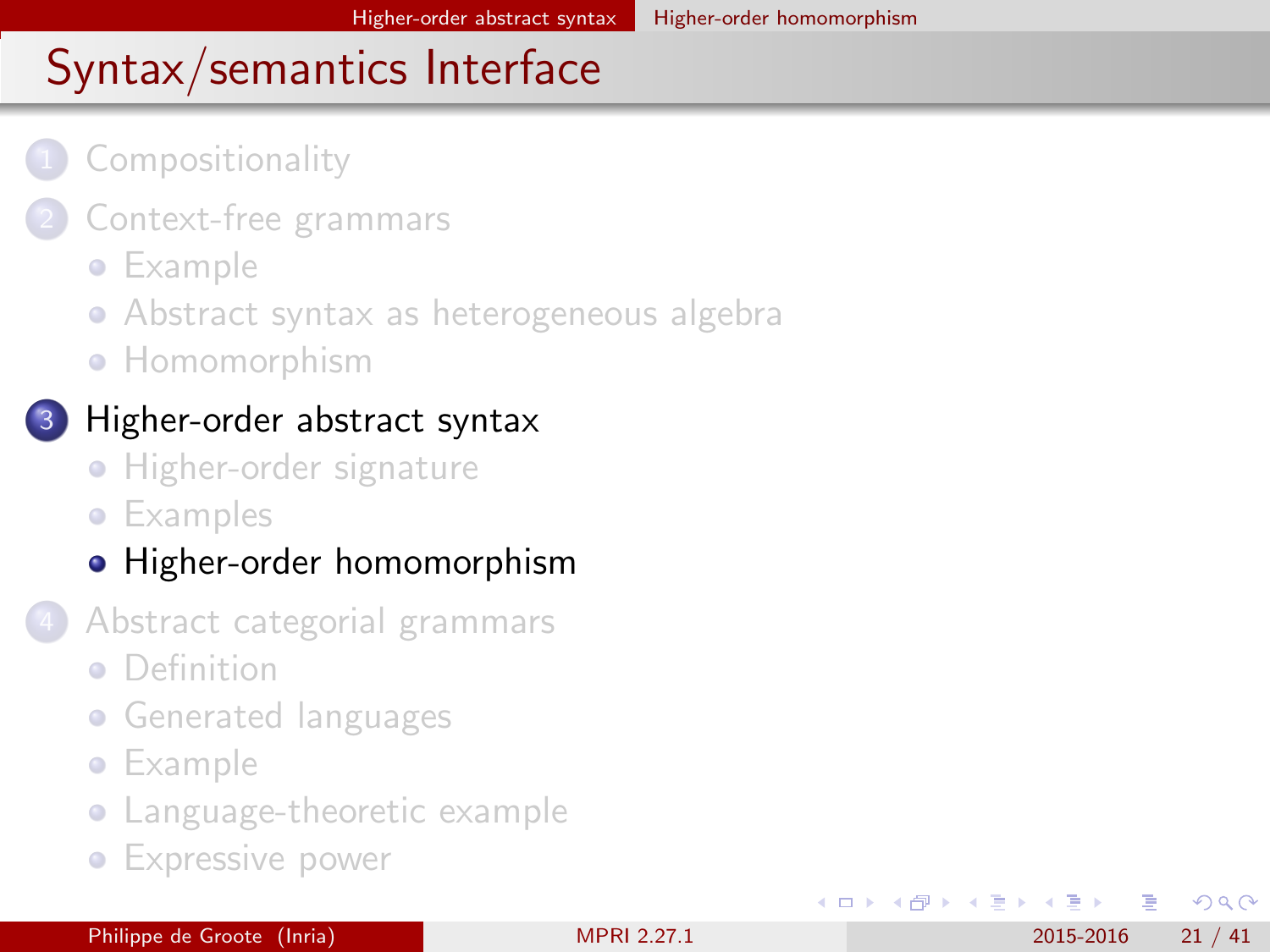# Syntax/semantics Interface

1. Compositionality
2. Context-free grammars
   - Example
   - Abstract syntax as heterogeneous algebra
   - Homomorphism
3. **Higher-order abstract syntax**
   - Higher-order signature
   - Examples
   - **Higher-order homomorphism**
4. Abstract categorial grammars
   - Definition
   - Generated languages
   - Example
   - Language-theoretic example
   - Expressive power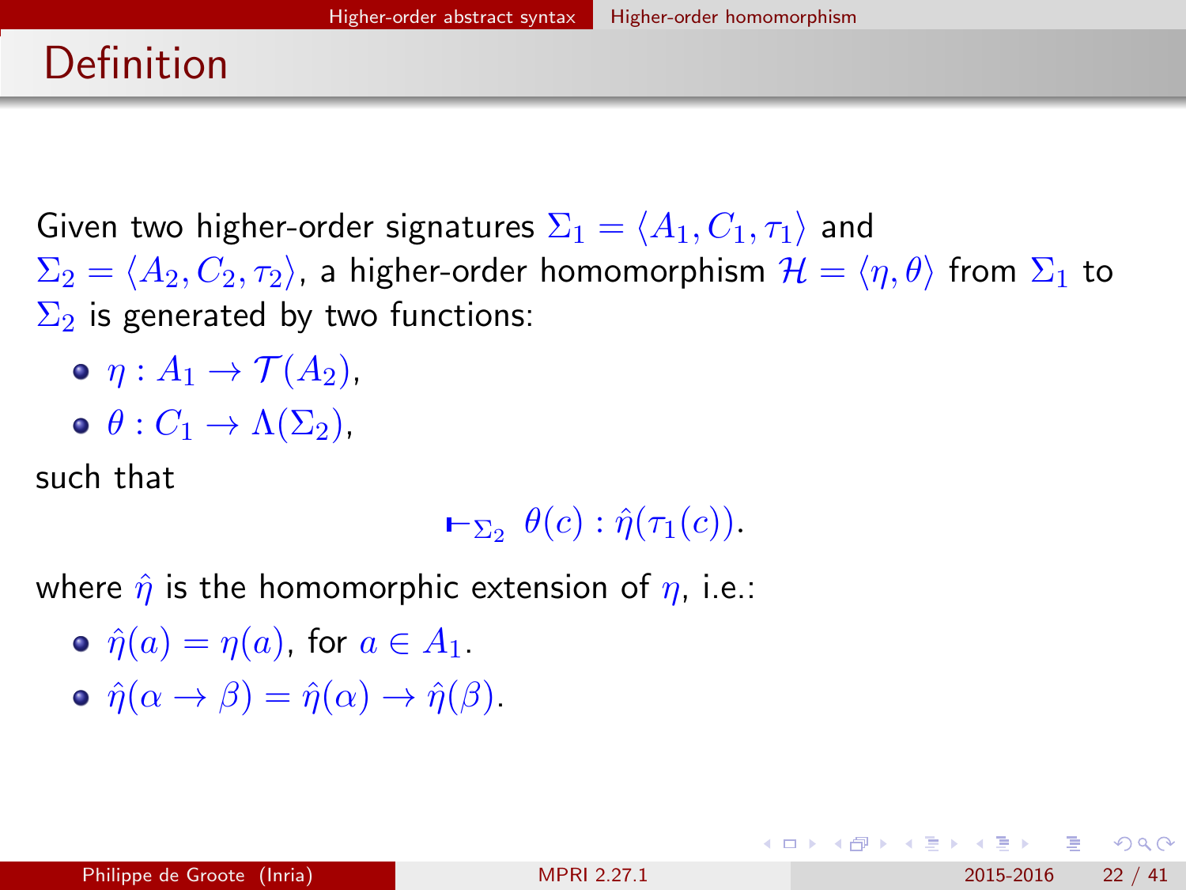# Definition

Given two higher-order signatures $\Sigma_1 = \langle A_1, C_1, \tau_1 \rangle$ and $\Sigma_2 = \langle A_2, C_2, \tau_2 \rangle$, a higher-order homomorphism $\mathcal{H} = \langle \eta, \theta \rangle$ from $\Sigma_1$ to $\Sigma_2$ is generated by two functions:

- $\eta : A_1 \to \mathcal{T}(A_2)$,
- $\theta : C_1 \to \Lambda(\Sigma_2)$,

such that

$$\vdash_{\Sigma_2} \theta(c) : \hat{\eta}(\tau_1(c)).$$

where $\hat{\eta}$ is the homomorphic extension of $\eta$, i.e.:

- $\hat{\eta}(a) = \eta(a)$, for $a \in A_1$.
- $\hat{\eta}(\alpha \to \beta) = \hat{\eta}(\alpha) \to \hat{\eta}(\beta)$.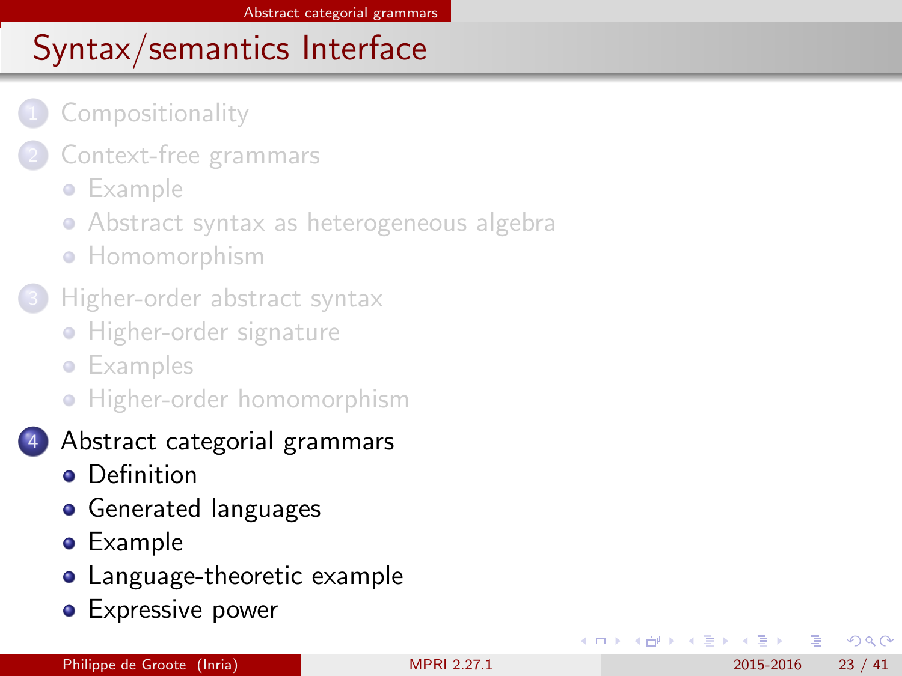# Syntax/semantics Interface

1. Compositionality
2. Context-free grammars
   - Example
   - Abstract syntax as heterogeneous algebra
   - Homomorphism
3. Higher-order abstract syntax
   - Higher-order signature
   - Examples
   - Higher-order homomorphism
4. Abstract categorial grammars
   - Definition
   - Generated languages
   - Example
   - Language-theoretic example
   - Expressive power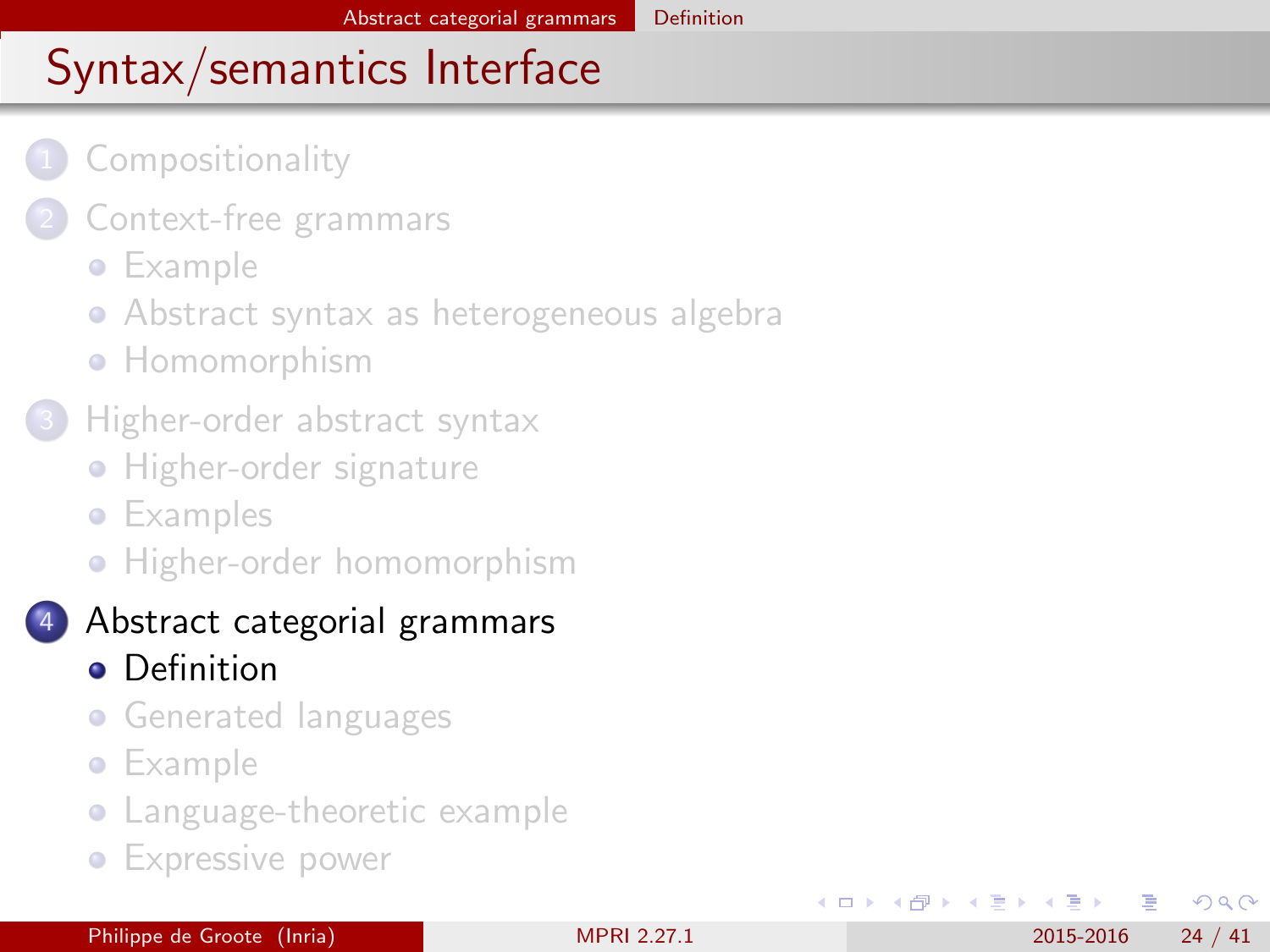# Syntax/semantics Interface

1. Compositionality
2. Context-free grammars
   - Example
   - Abstract syntax as heterogeneous algebra
   - Homomorphism
3. Higher-order abstract syntax
   - Higher-order signature
   - Examples
   - Higher-order homomorphism
4. Abstract categorial grammars
   - Definition
   - Generated languages
   - Example
   - Language-theoretic example
   - Expressive power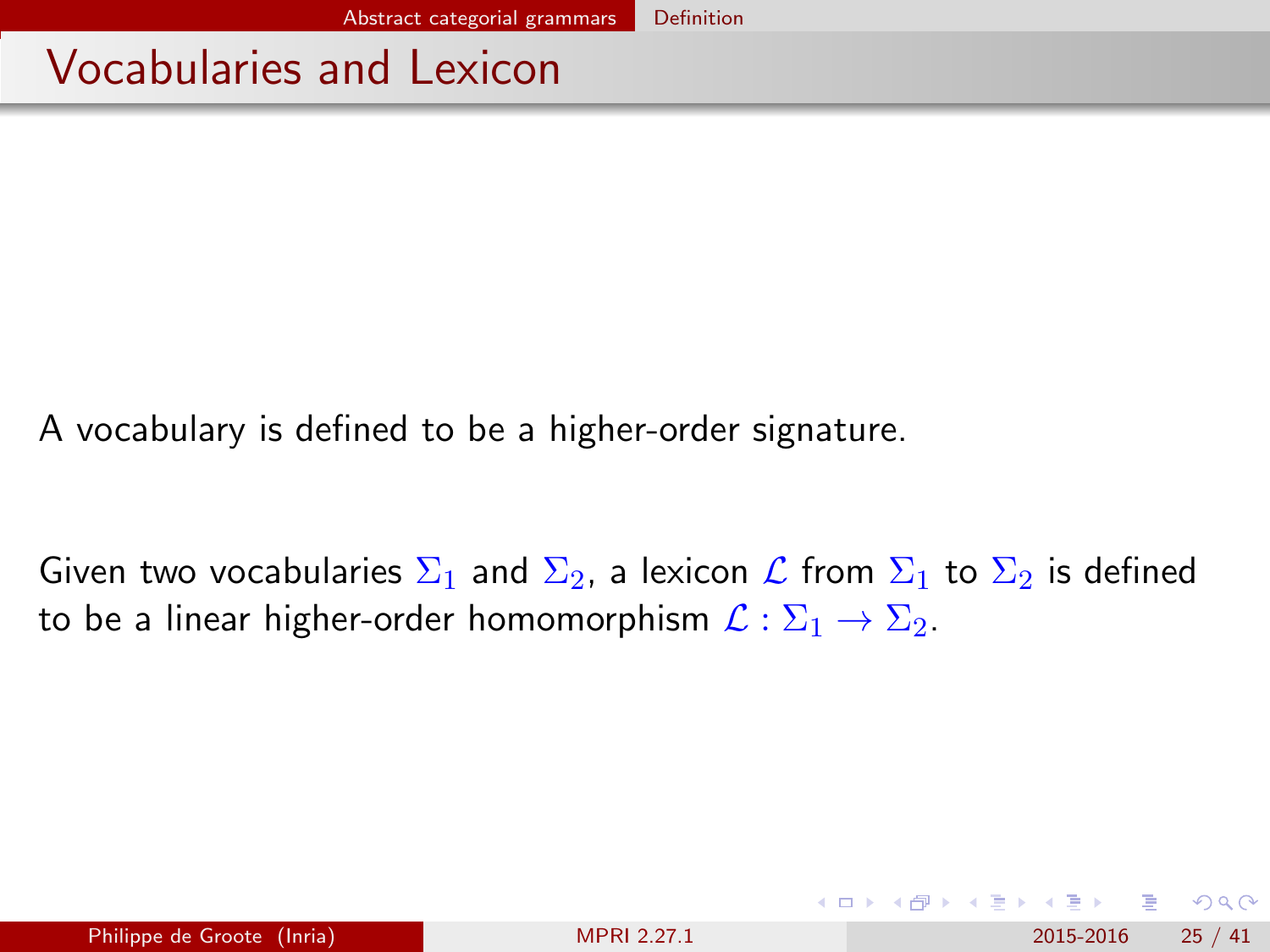# Vocabularies and Lexicon

A vocabulary is defined to be a higher-order signature.

Given two vocabularies $\Sigma_1$ and $\Sigma_2$, a lexicon $\mathcal{L}$ from $\Sigma_1$ to $\Sigma_2$ is defined to be a linear higher-order homomorphism $\mathcal{L} : \Sigma_1 \to \Sigma_2$.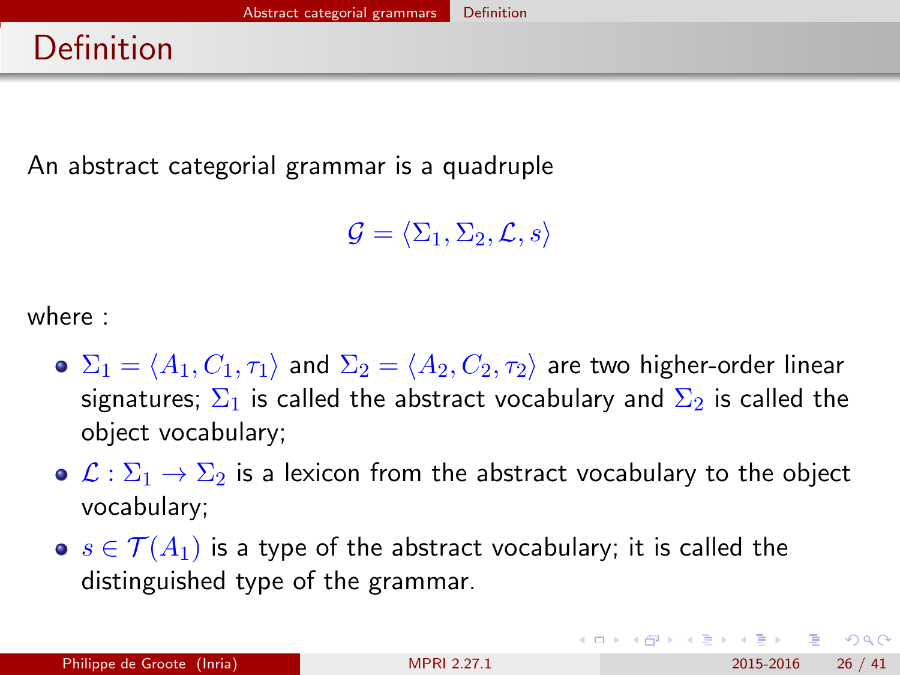# Definition

An abstract categorial grammar is a quadruple

$$\mathcal{G} = \langle \Sigma_1, \Sigma_2, \mathcal{L}, s \rangle$$

where :

- $\Sigma_1 = \langle A_1, C_1, \tau_1 \rangle$ and $\Sigma_2 = \langle A_2, C_2, \tau_2 \rangle$ are two higher-order linear signatures; $\Sigma_1$ is called the abstract vocabulary and $\Sigma_2$ is called the object vocabulary;
- $\mathcal{L} : \Sigma_1 \rightarrow \Sigma_2$ is a lexicon from the abstract vocabulary to the object vocabulary;
- $s \in \mathcal{T}(A_1)$ is a type of the abstract vocabulary; it is called the distinguished type of the grammar.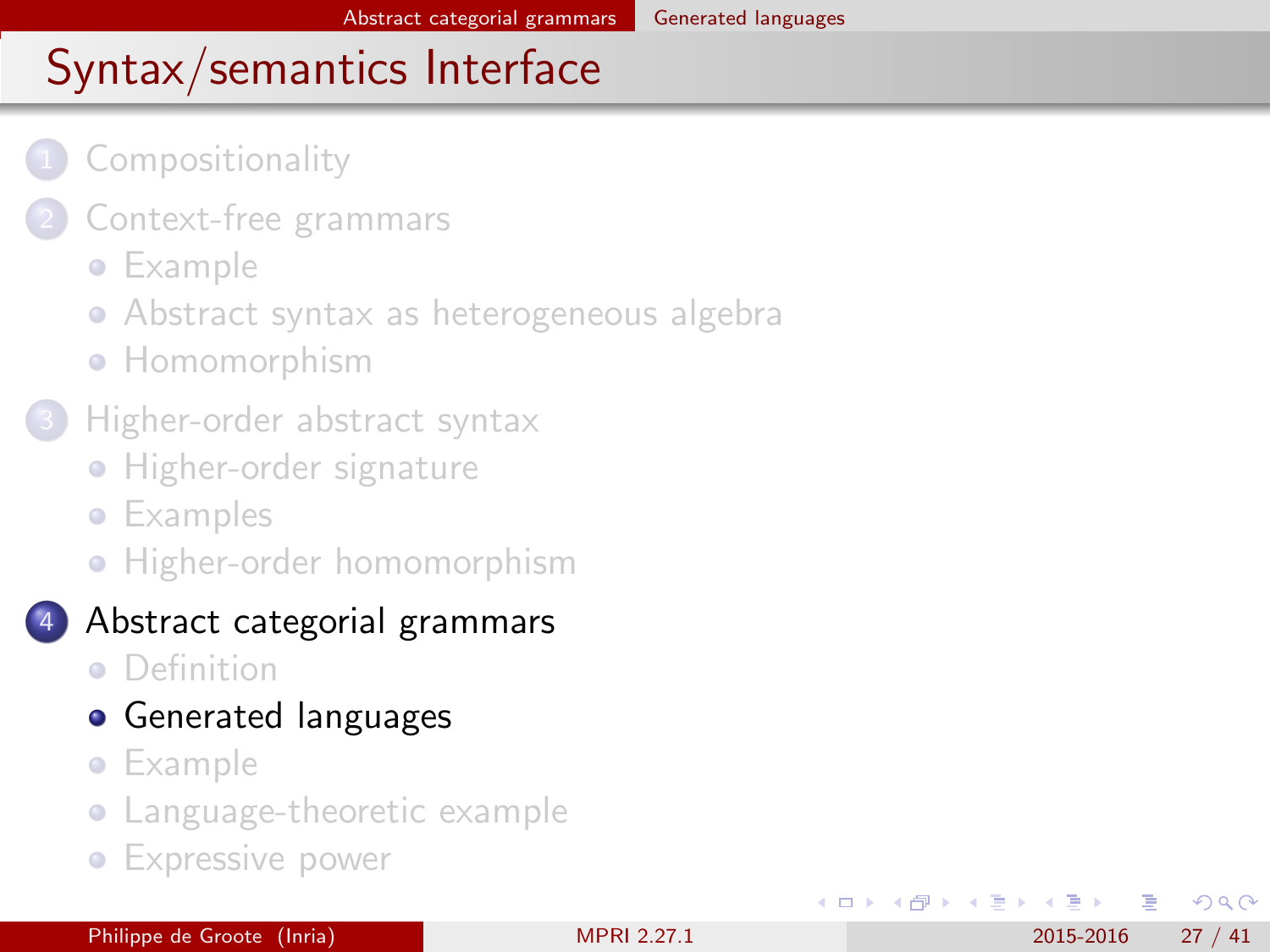# Syntax/semantics Interface

1. Compositionality
2. Context-free grammars
   - Example
   - Abstract syntax as heterogeneous algebra
   - Homomorphism
3. Higher-order abstract syntax
   - Higher-order signature
   - Examples
   - Higher-order homomorphism
4. **Abstract categorial grammars**
   - Definition
   - **Generated languages**
   - Example
   - Language-theoretic example
   - Expressive power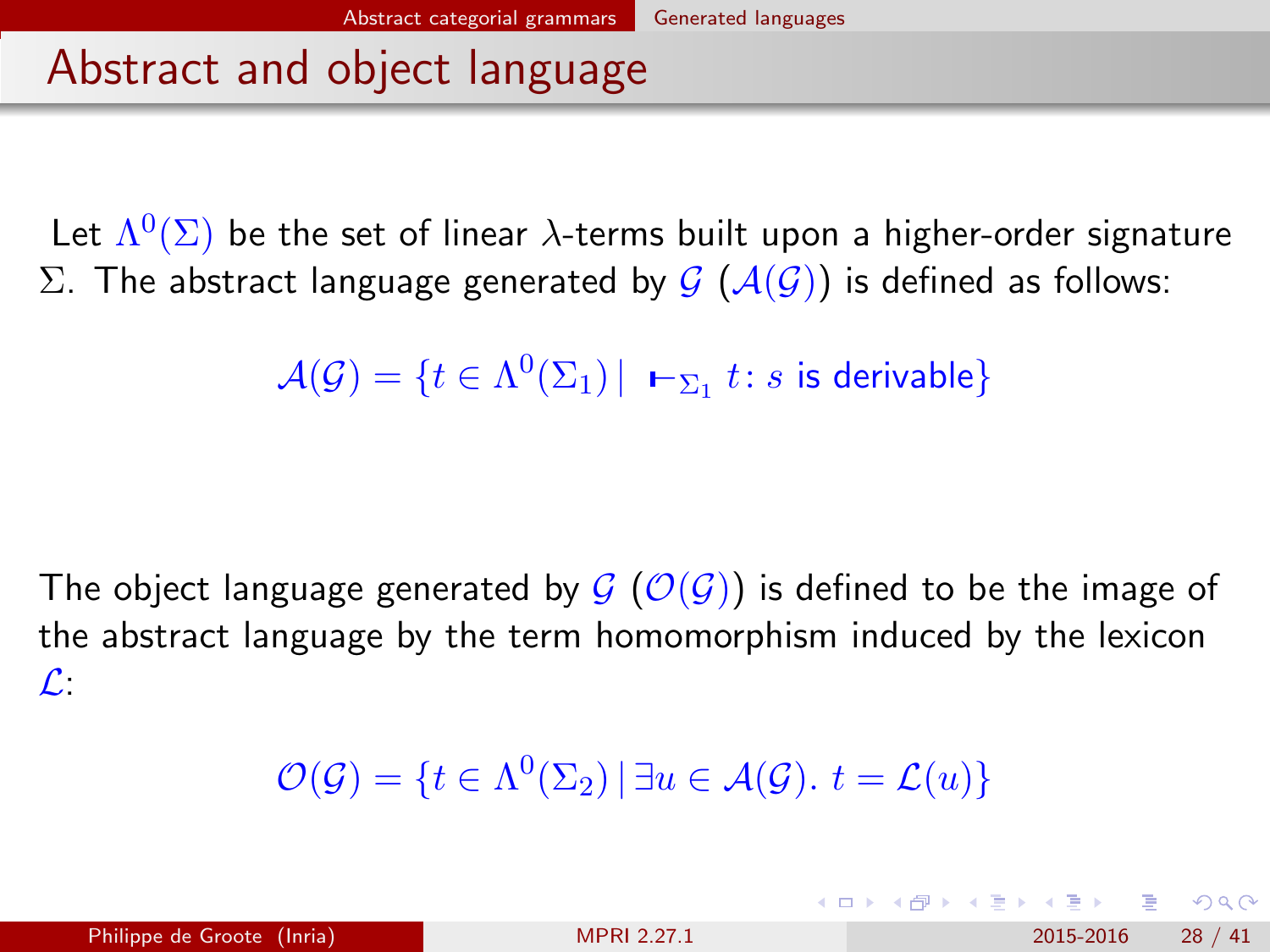# Abstract and object language

Let $\Lambda^0(\Sigma)$ be the set of linear $\lambda$-terms built upon a higher-order signature $\Sigma$. The abstract language generated by $\mathcal{G}$ ($\mathcal{A}(\mathcal{G})$) is defined as follows:

$$\mathcal{A}(\mathcal{G}) = \{t \in \Lambda^0(\Sigma_1) \mid \vdash_{\Sigma_1} t : s \text{ is derivable}\}$$

The object language generated by $\mathcal{G}$ ($\mathcal{O}(\mathcal{G})$) is defined to be the image of the abstract language by the term homomorphism induced by the lexicon $\mathcal{L}$:

$$\mathcal{O}(\mathcal{G}) = \{t \in \Lambda^0(\Sigma_2) \mid \exists u \in \mathcal{A}(\mathcal{G}).\ t = \mathcal{L}(u)\}$$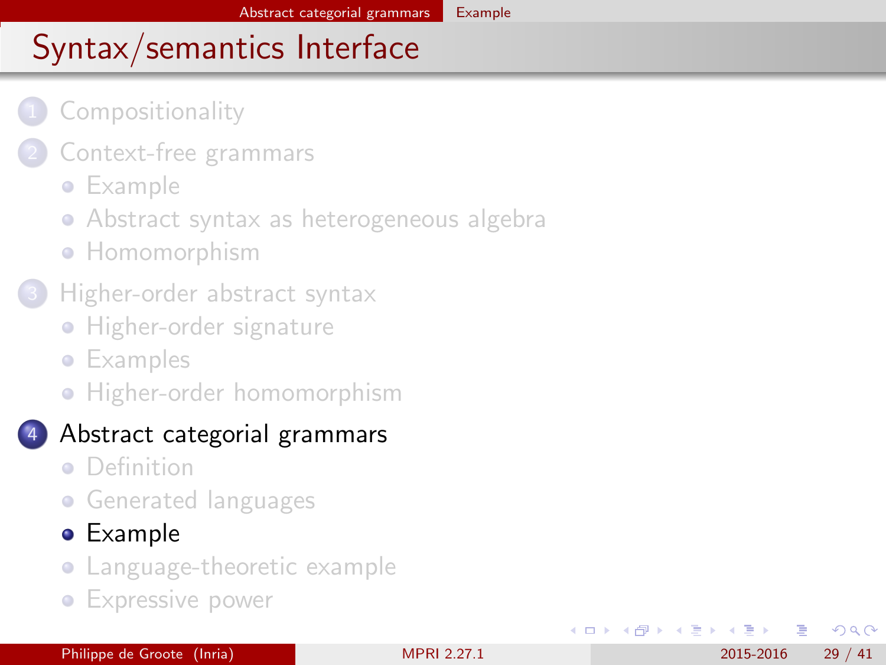# Syntax/semantics Interface

1. Compositionality
2. Context-free grammars
   - Example
   - Abstract syntax as heterogeneous algebra
   - Homomorphism
3. Higher-order abstract syntax
   - Higher-order signature
   - Examples
   - Higher-order homomorphism
4. **Abstract categorial grammars**
   - Definition
   - Generated languages
   - **Example**
   - Language-theoretic example
   - Expressive power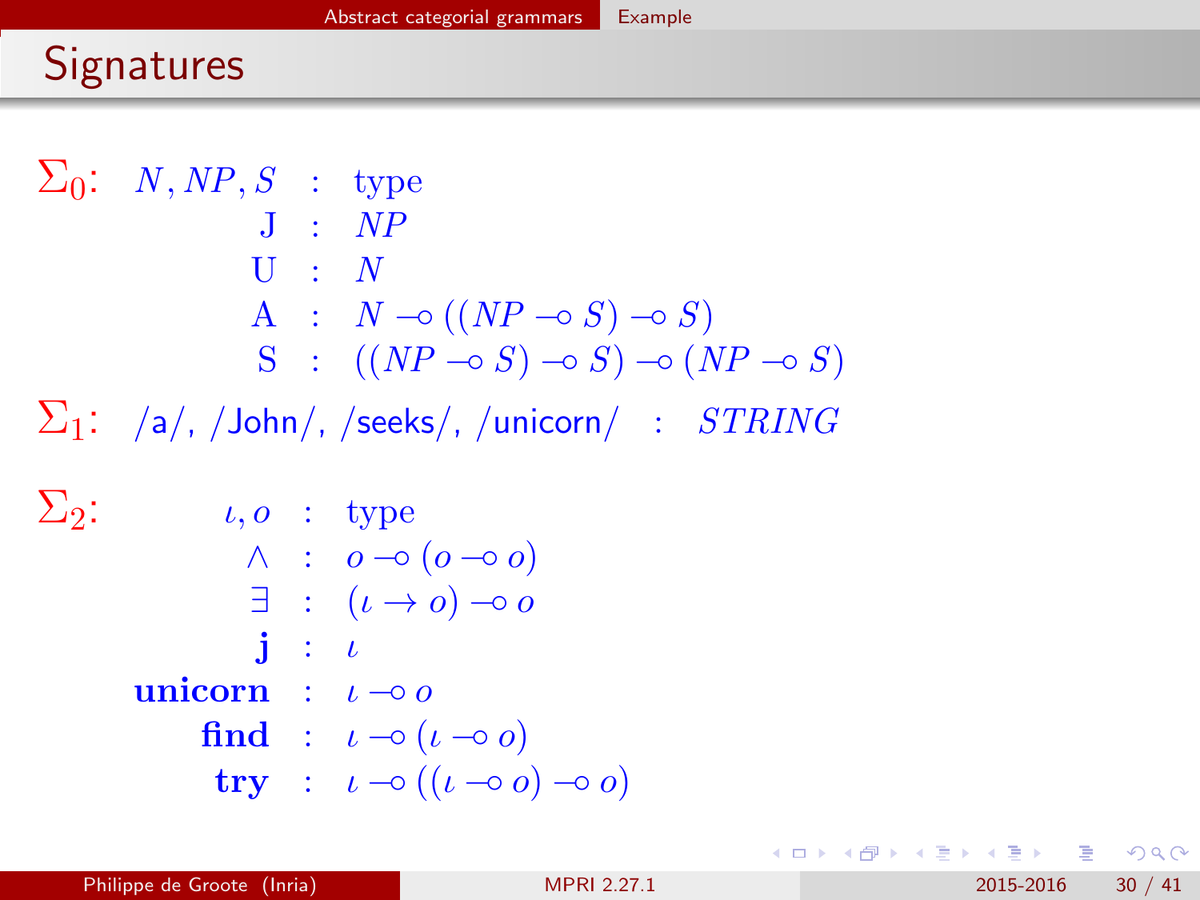# Signatures

$\Sigma_0$:

$$
\begin{array}{rcl}
N, NP, S & : & \text{type} \\
\mathrm{J} & : & NP \\
\mathrm{U} & : & N \\
\mathrm{A} & : & N \multimap ((NP \multimap S) \multimap S) \\
\mathrm{S} & : & ((NP \multimap S) \multimap S) \multimap (NP \multimap S)
\end{array}
$$

$\Sigma_1$: /a/, /John/, /seeks/, /unicorn/ $:$ $STRING$

$\Sigma_2$:

$$
\begin{array}{rcl}
\iota, o & : & \text{type} \\
\wedge & : & o \multimap (o \multimap o) \\
\exists & : & (\iota \rightarrow o) \multimap o \\
\mathbf{j} & : & \iota \\
\mathbf{unicorn} & : & \iota \multimap o \\
\mathbf{find} & : & \iota \multimap (\iota \multimap o) \\
\mathbf{try} & : & \iota \multimap ((\iota \multimap o) \multimap o)
\end{array}
$$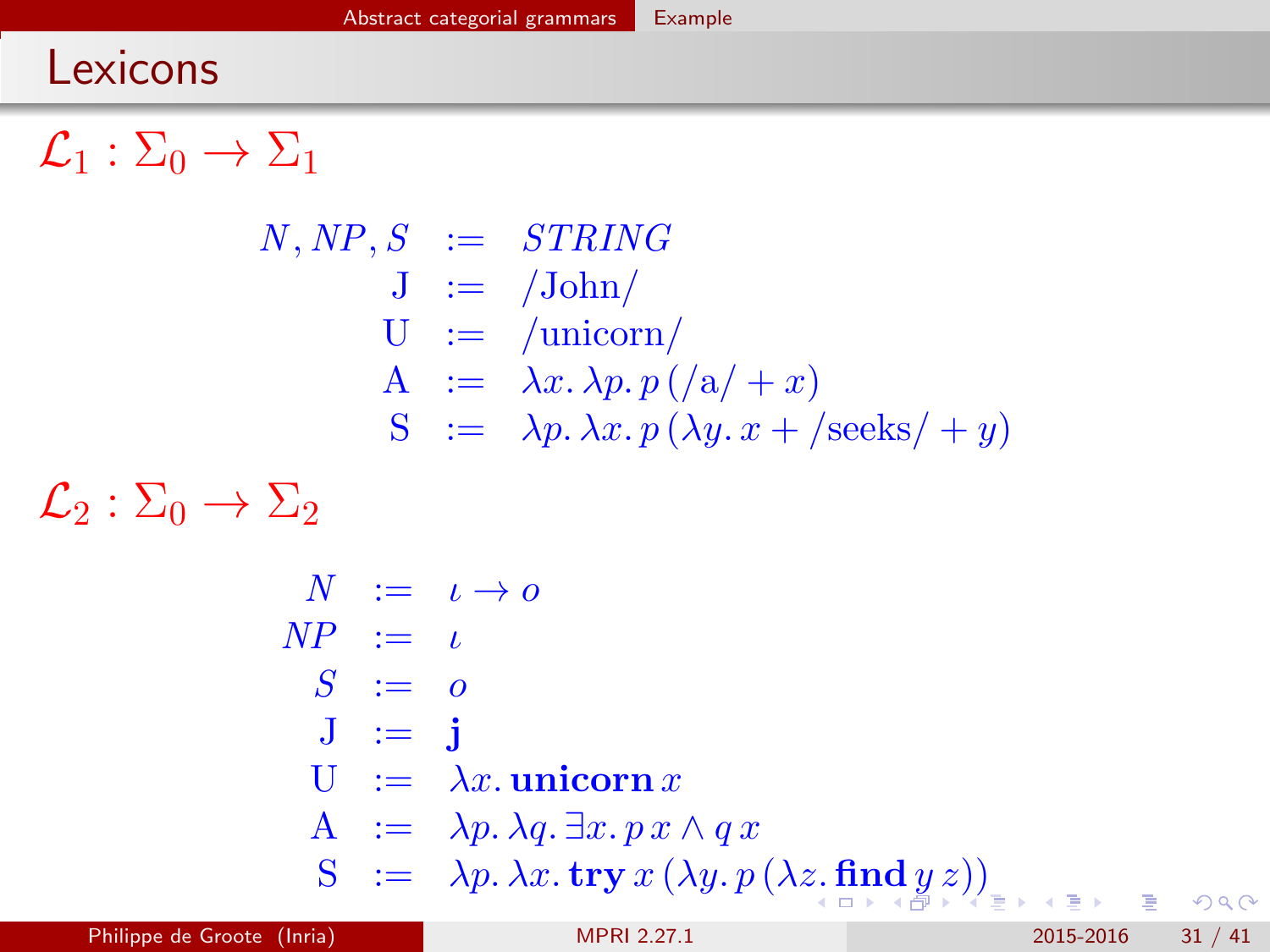# Lexicons

$\mathcal{L}_1 : \Sigma_0 \to \Sigma_1$

$$
\begin{array}{rcl}
N, NP, S & := & \mathit{STRING} \\
\mathrm{J} & := & /\mathrm{John}/ \\
\mathrm{U} & := & /\mathrm{unicorn}/ \\
\mathrm{A} & := & \lambda x.\, \lambda p.\, p\,(/\mathrm{a}/ + x) \\
\mathrm{S} & := & \lambda p.\, \lambda x.\, p\,(\lambda y.\, x + /\mathrm{seeks}/ + y)
\end{array}
$$

$\mathcal{L}_2 : \Sigma_0 \to \Sigma_2$

$$
\begin{array}{rcl}
N & := & \iota \to o \\
NP & := & \iota \\
S & := & o \\
\mathrm{J} & := & \mathbf{j} \\
\mathrm{U} & := & \lambda x.\, \mathbf{unicorn}\, x \\
\mathrm{A} & := & \lambda p.\, \lambda q.\, \exists x.\, p\, x \wedge q\, x \\
\mathrm{S} & := & \lambda p.\, \lambda x.\, \mathbf{try}\, x\, (\lambda y.\, p\, (\lambda z.\, \mathbf{find}\, y\, z))
\end{array}
$$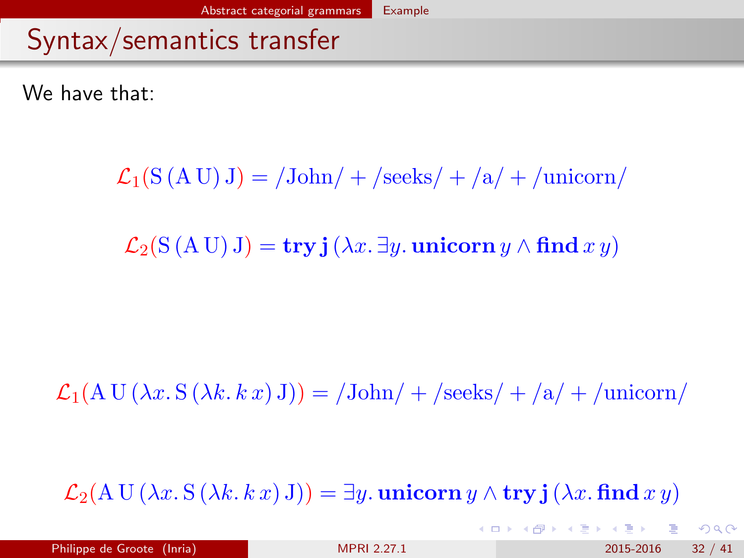# Syntax/semantics transfer

We have that:

$$\mathcal{L}_1(\mathrm{S}\,(\mathrm{A}\,\mathrm{U})\,\mathrm{J}) = /\mathrm{John}/ + /\mathrm{seeks}/ + /\mathrm{a}/ + /\mathrm{unicorn}/$$

$$\mathcal{L}_2(\mathrm{S}\,(\mathrm{A}\,\mathrm{U})\,\mathrm{J}) = \mathbf{try}\,\mathbf{j}\,(\lambda x.\,\exists y.\,\mathbf{unicorn}\,y \wedge \mathbf{find}\,x\,y)$$

$$\mathcal{L}_1(\mathrm{A}\,\mathrm{U}\,(\lambda x.\,\mathrm{S}\,(\lambda k.\,k\,x)\,\mathrm{J})) = /\mathrm{John}/ + /\mathrm{seeks}/ + /\mathrm{a}/ + /\mathrm{unicorn}/$$

$$\mathcal{L}_2(\mathrm{A}\,\mathrm{U}\,(\lambda x.\,\mathrm{S}\,(\lambda k.\,k\,x)\,\mathrm{J})) = \exists y.\,\mathbf{unicorn}\,y \wedge \mathbf{try}\,\mathbf{j}\,(\lambda x.\,\mathbf{find}\,x\,y)$$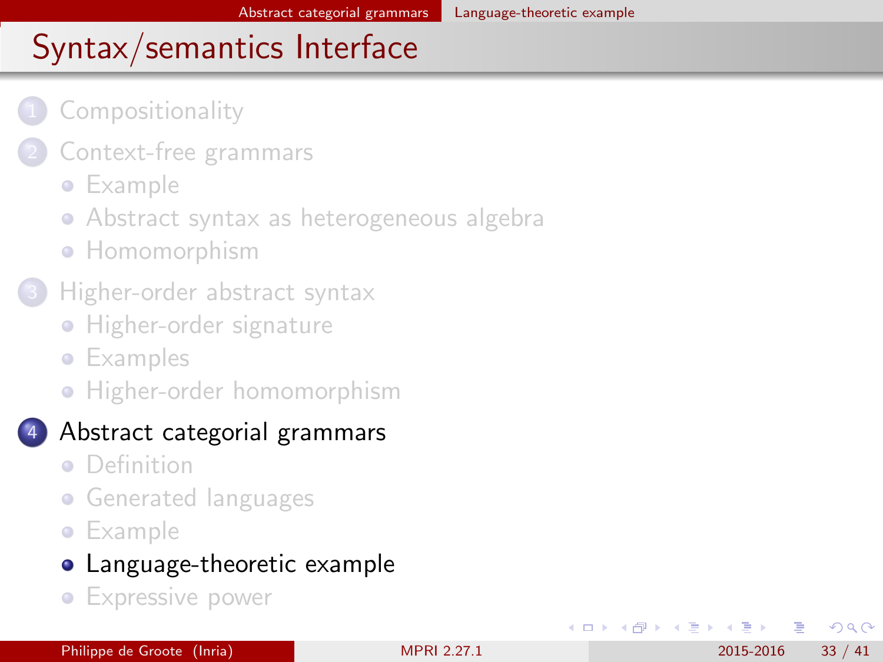# Syntax/semantics Interface

1. Compositionality
2. Context-free grammars
   - Example
   - Abstract syntax as heterogeneous algebra
   - Homomorphism
3. Higher-order abstract syntax
   - Higher-order signature
   - Examples
   - Higher-order homomorphism
4. Abstract categorial grammars
   - Definition
   - Generated languages
   - Example
   - Language-theoretic example
   - Expressive power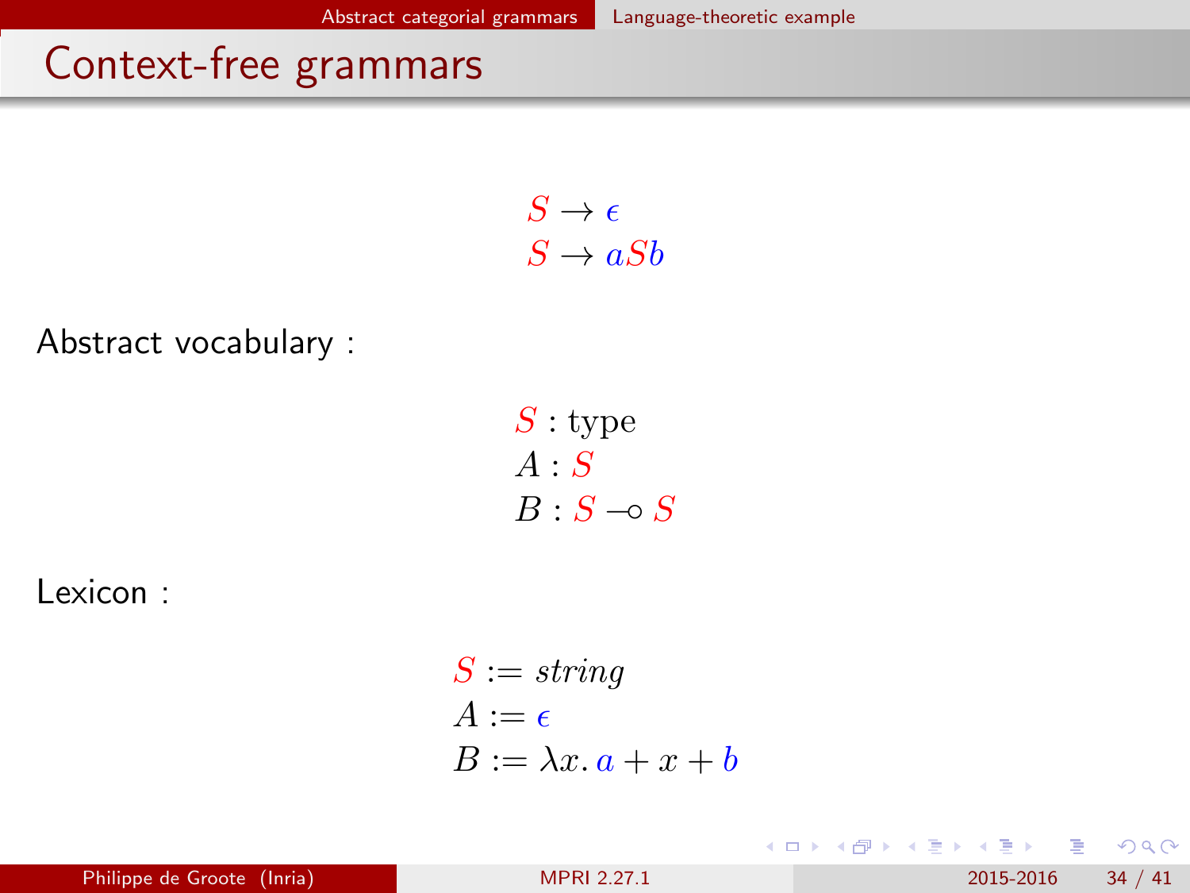# Context-free grammars

$$
\begin{aligned}
S &\rightarrow \epsilon \\
S &\rightarrow aSb
\end{aligned}
$$

Abstract vocabulary :

$$
\begin{aligned}
&S : \mathrm{type} \\
&A : S \\
&B : S \multimap S
\end{aligned}
$$

Lexicon :

$$
\begin{aligned}
S &:= \mathit{string} \\
A &:= \epsilon \\
B &:= \lambda x.\, a + x + b
\end{aligned}
$$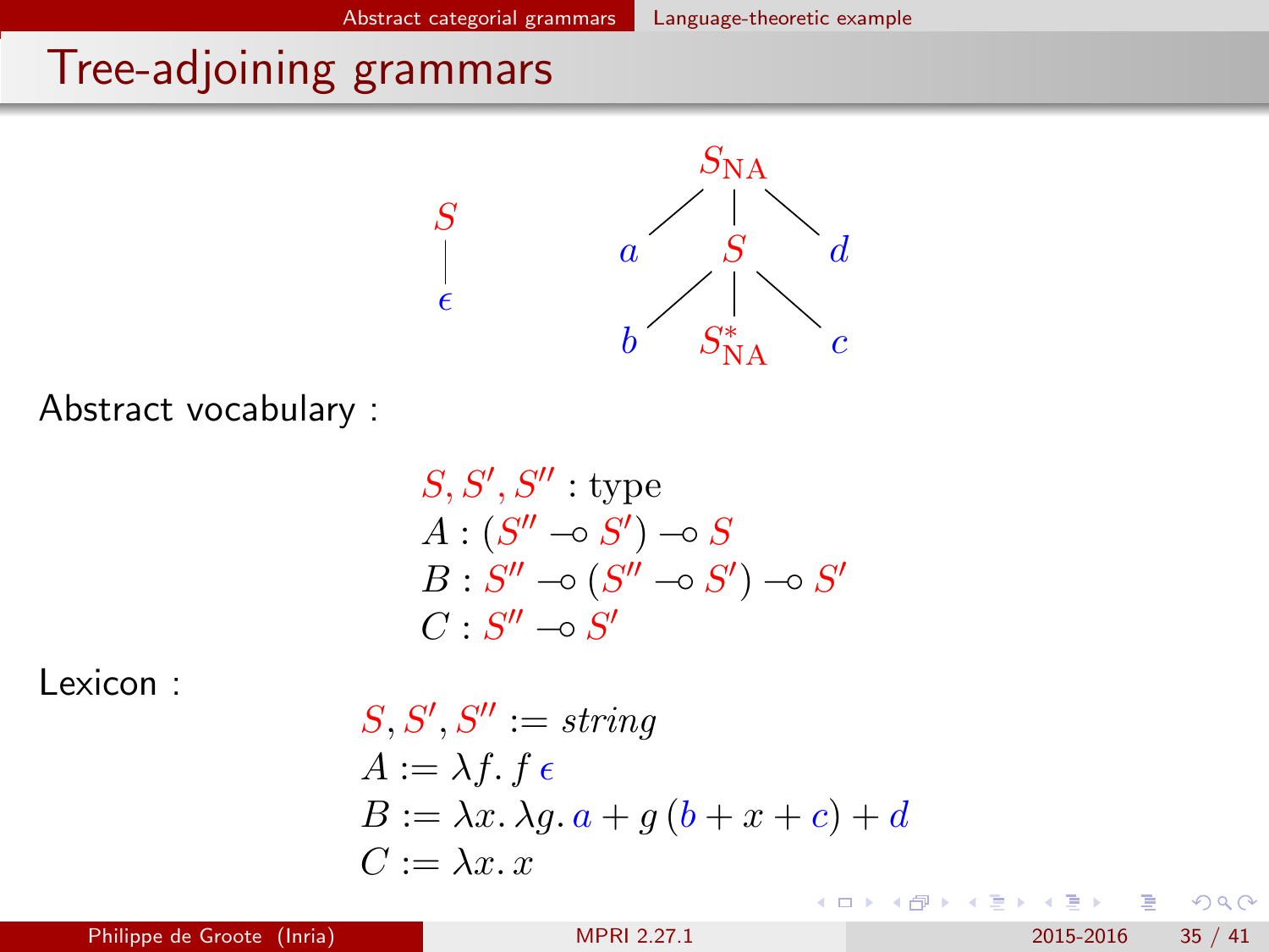# Tree-adjoining grammars

Abstract vocabulary :

$$
\begin{array}{l}
S, S', S'' : \text{type} \\
A : (S'' \multimap S') \multimap S \\
B : S'' \multimap (S'' \multimap S') \multimap S' \\
C : S'' \multimap S'
\end{array}
$$

Lexicon :

$$
\begin{array}{l}
S, S', S'' := \mathit{string} \\
A := \lambda f.\, f\, \epsilon \\
B := \lambda x.\, \lambda g.\, a + g\,(b + x + c) + d \\
C := \lambda x.\, x
\end{array}
$$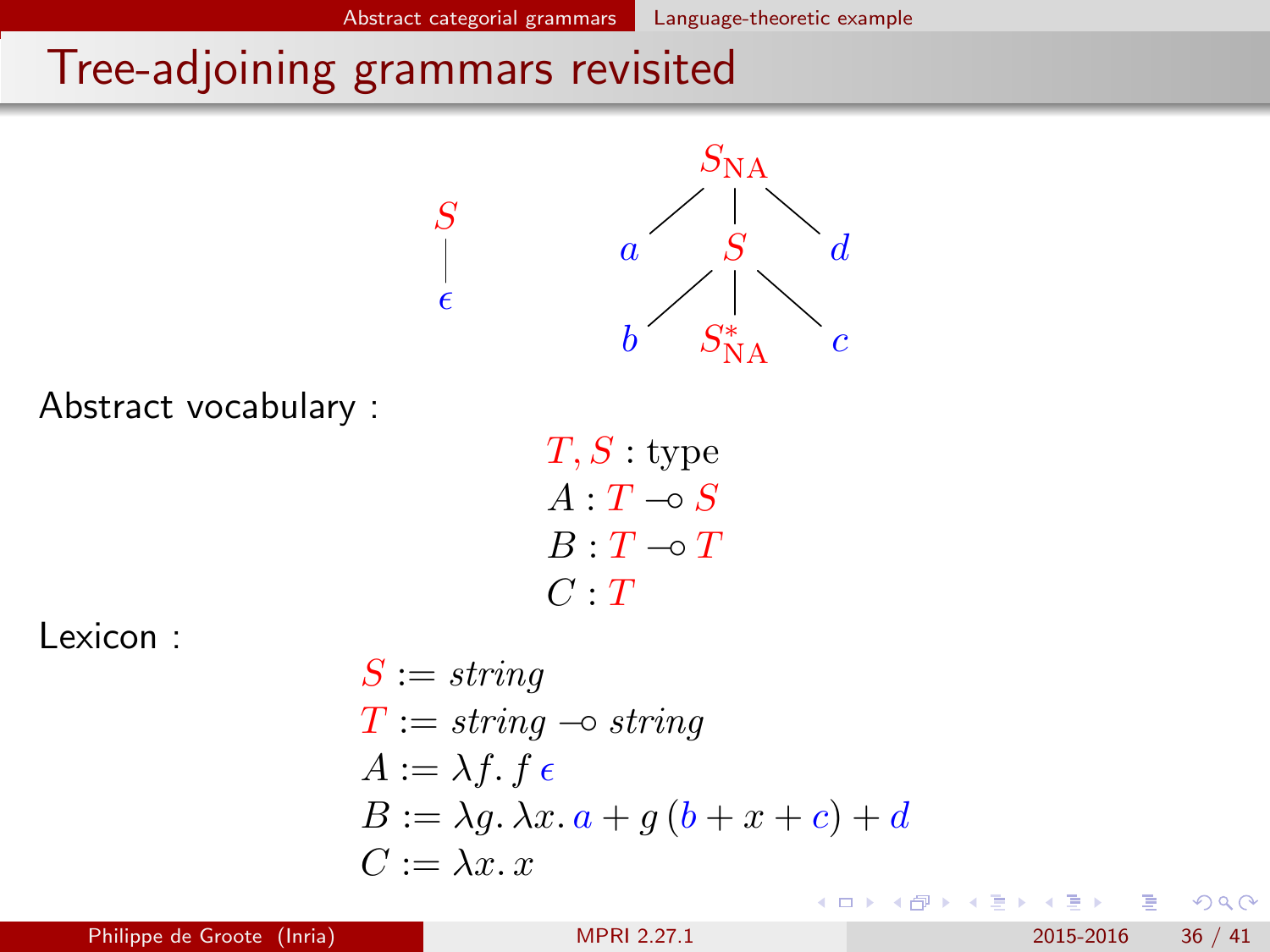# Tree-adjoining grammars revisited

$$S \to \epsilon \qquad\qquad S_{\text{NA}}(a,\ S(b,\ S^*_{\text{NA}},\ c),\ d)$$

Abstract vocabulary :

$$
\begin{aligned}
&T, S : \text{type} \\
&A : T \multimap S \\
&B : T \multimap T \\
&C : T
\end{aligned}
$$

Lexicon :

$$
\begin{aligned}
S &:= \mathit{string} \\
T &:= \mathit{string} \multimap \mathit{string} \\
A &:= \lambda f.\, f\, \epsilon \\
B &:= \lambda g.\, \lambda x.\, a + g\,(b + x + c) + d \\
C &:= \lambda x.\, x
\end{aligned}
$$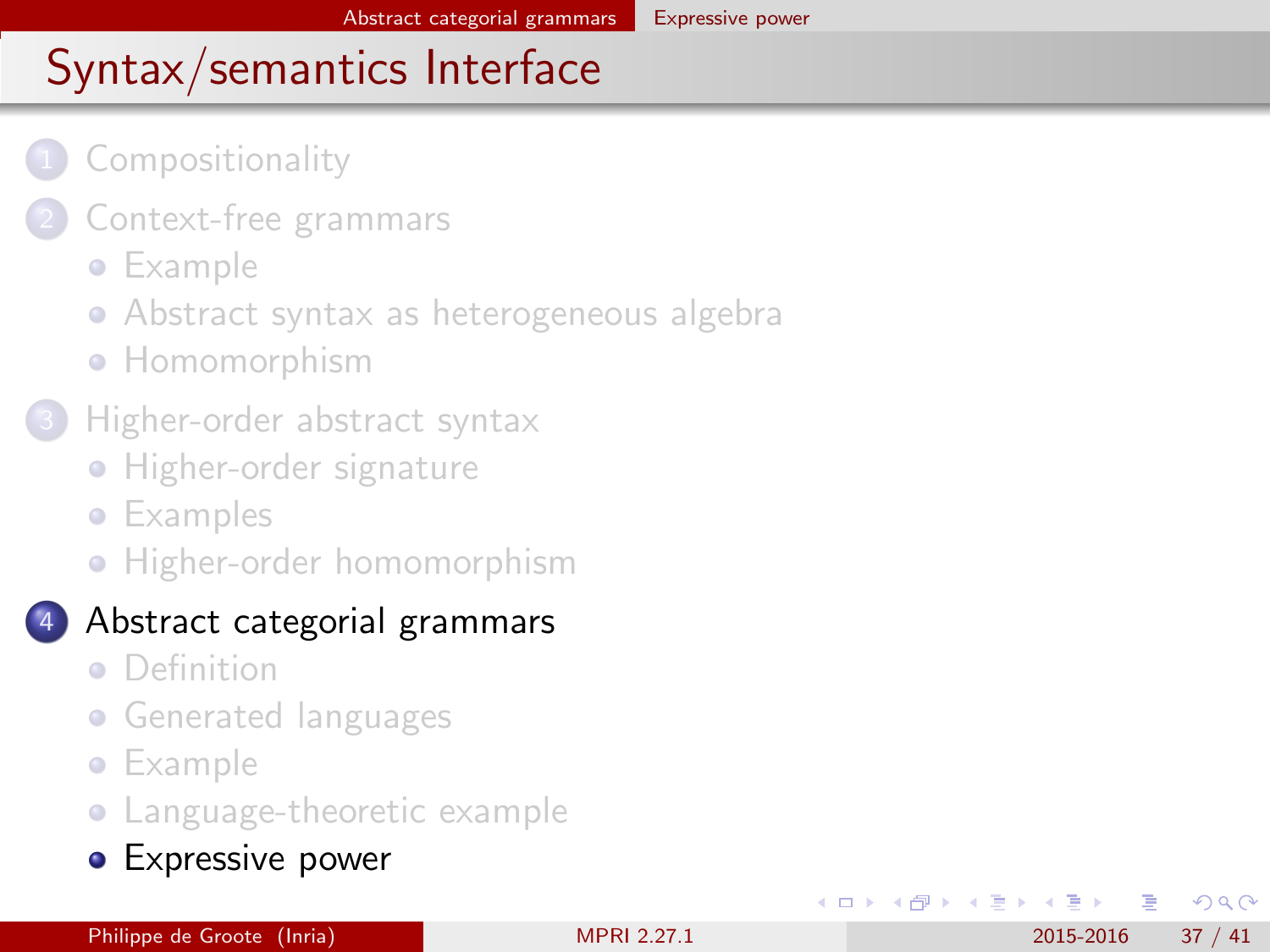# Syntax/semantics Interface

1. Compositionality
2. Context-free grammars
   - Example
   - Abstract syntax as heterogeneous algebra
   - Homomorphism
3. Higher-order abstract syntax
   - Higher-order signature
   - Examples
   - Higher-order homomorphism
4. Abstract categorial grammars
   - Definition
   - Generated languages
   - Example
   - Language-theoretic example
   - Expressive power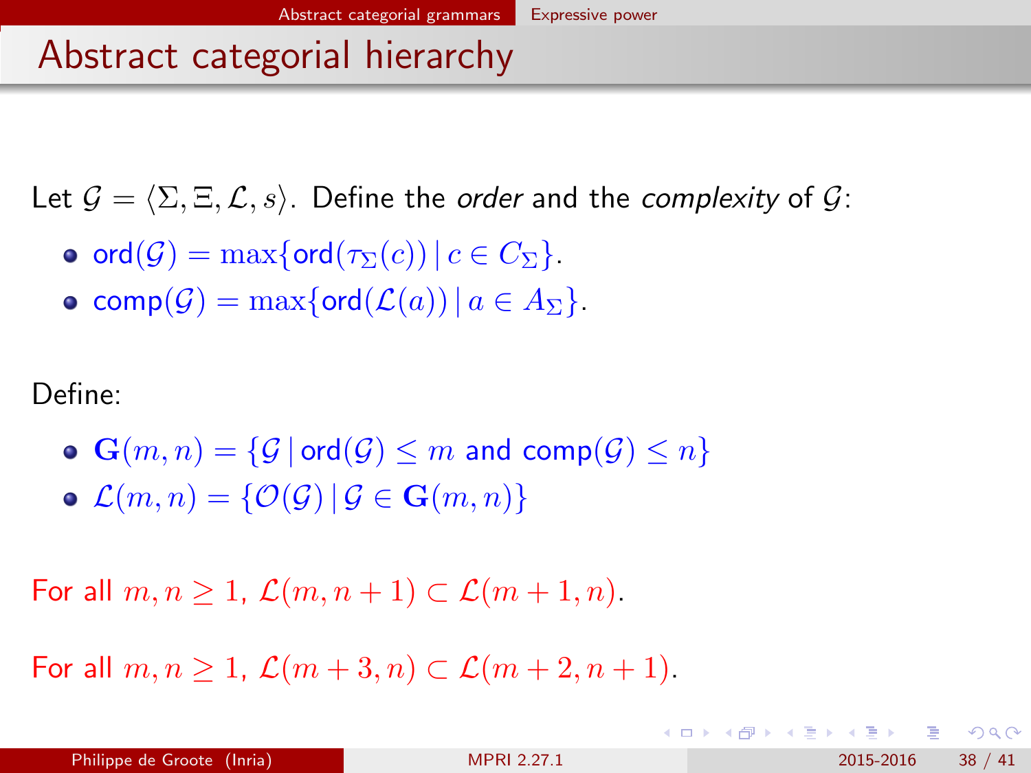# Abstract categorial hierarchy

Let $\mathcal{G} = \langle \Sigma, \Xi, \mathcal{L}, s \rangle$. Define the *order* and the *complexity* of $\mathcal{G}$:

- $\mathsf{ord}(\mathcal{G}) = \max\{\mathsf{ord}(\tau_\Sigma(c)) \mid c \in C_\Sigma\}$.
- $\mathsf{comp}(\mathcal{G}) = \max\{\mathsf{ord}(\mathcal{L}(a)) \mid a \in A_\Sigma\}$.

Define:

- $\mathbf{G}(m, n) = \{\mathcal{G} \mid \mathsf{ord}(\mathcal{G}) \leq m \text{ and } \mathsf{comp}(\mathcal{G}) \leq n\}$
- $\mathcal{L}(m, n) = \{\mathcal{O}(\mathcal{G}) \mid \mathcal{G} \in \mathbf{G}(m, n)\}$

For all $m, n \geq 1$, $\mathcal{L}(m, n+1) \subset \mathcal{L}(m+1, n)$.

For all $m, n \geq 1$, $\mathcal{L}(m+3, n) \subset \mathcal{L}(m+2, n+1)$.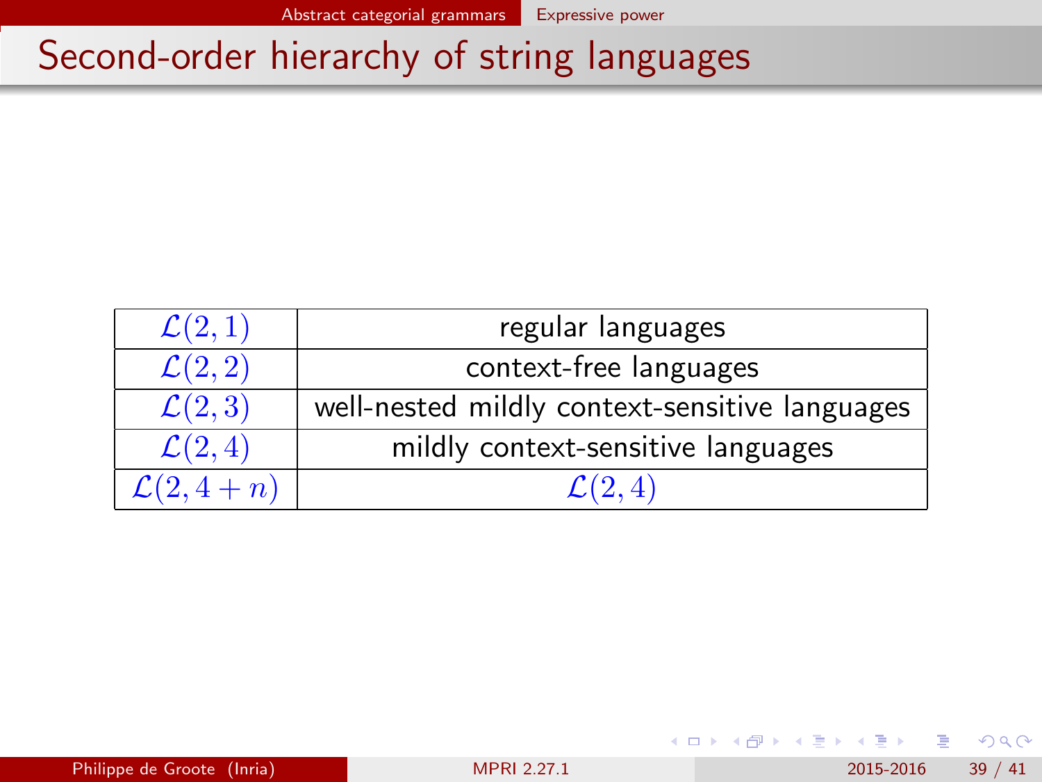# Second-order hierarchy of string languages

| | |
|---|---|
| $\mathcal{L}(2,1)$ | regular languages |
| $\mathcal{L}(2,2)$ | context-free languages |
| $\mathcal{L}(2,3)$ | well-nested mildly context-sensitive languages |
| $\mathcal{L}(2,4)$ | mildly context-sensitive languages |
| $\mathcal{L}(2,4+n)$ | $\mathcal{L}(2,4)$ |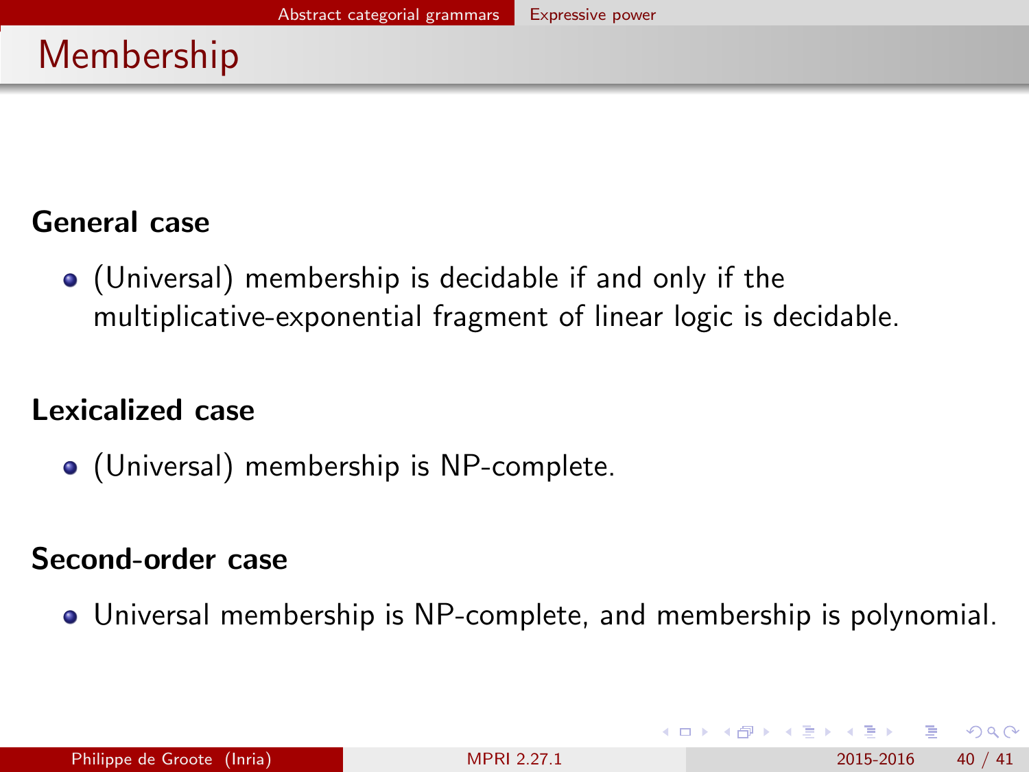# Membership

### General case

- (Universal) membership is decidable if and only if the multiplicative-exponential fragment of linear logic is decidable.

### Lexicalized case

- (Universal) membership is NP-complete.

### Second-order case

- Universal membership is NP-complete, and membership is polynomial.